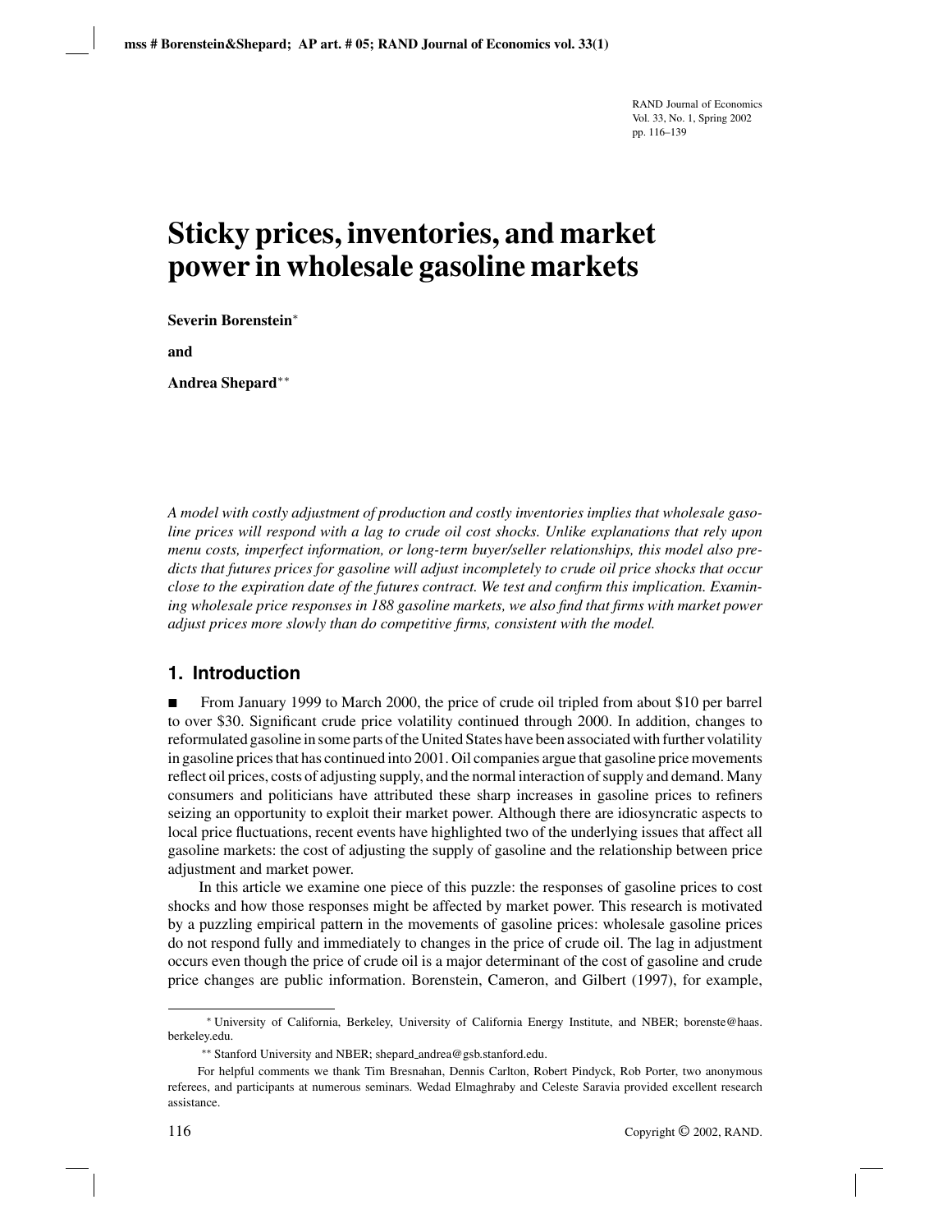# Sticky prices, inventories, and market power in wholesale gasoline markets

**Severin Borenstein***

**and**

**Andrea Shepard****

*A model with costly adjustment of production and costly inventories implies that wholesale gasoline prices will respond with a lag to crude oil cost shocks. Unlike explanations that rely upon menu costs, imperfect information, or long-term buyer/seller relationships, this model also predicts that futures prices for gasoline will adjust incompletely to crude oil price shocks that occur close to the expiration date of the futures contract. We test and confirm this implication. Examining wholesale price responses in 188 gasoline markets, we also find that firms with market power adjust prices more slowly than do competitive firms, consistent with the model.*

## 1. Introduction

■ From January 1999 to March 2000, the price of crude oil tripled from about $10 per barrel to over $30. Significant crude price volatility continued through 2000. In addition, changes to reformulated gasoline in some parts of the United States have been associated with further volatility in gasoline prices that has continued into 2001. Oil companies argue that gasoline price movements reflect oil prices, costs of adjusting supply, and the normal interaction of supply and demand. Many consumers and politicians have attributed these sharp increases in gasoline prices to refiners seizing an opportunity to exploit their market power. Although there are idiosyncratic aspects to local price fluctuations, recent events have highlighted two of the underlying issues that affect all gasoline markets: the cost of adjusting the supply of gasoline and the relationship between price adjustment and market power.

In this article we examine one piece of this puzzle: the responses of gasoline prices to cost shocks and how those responses might be affected by market power. This research is motivated by a puzzling empirical pattern in the movements of gasoline prices: wholesale gasoline prices do not respond fully and immediately to changes in the price of crude oil. The lag in adjustment occurs even though the price of crude oil is a major determinant of the cost of gasoline and crude price changes are public information. Borenstein, Cameron, and Gilbert (1997), for example,

---

\* University of California, Berkeley, University of California Energy Institute, and NBER; borenste@haas.berkeley.edu.

\*\* Stanford University and NBER; shepard_andrea@gsb.stanford.edu.

For helpful comments we thank Tim Bresnahan, Dennis Carlton, Robert Pindyck, Rob Porter, two anonymous referees, and participants at numerous seminars. Wedad Elmaghraby and Celeste Saravia provided excellent research assistance.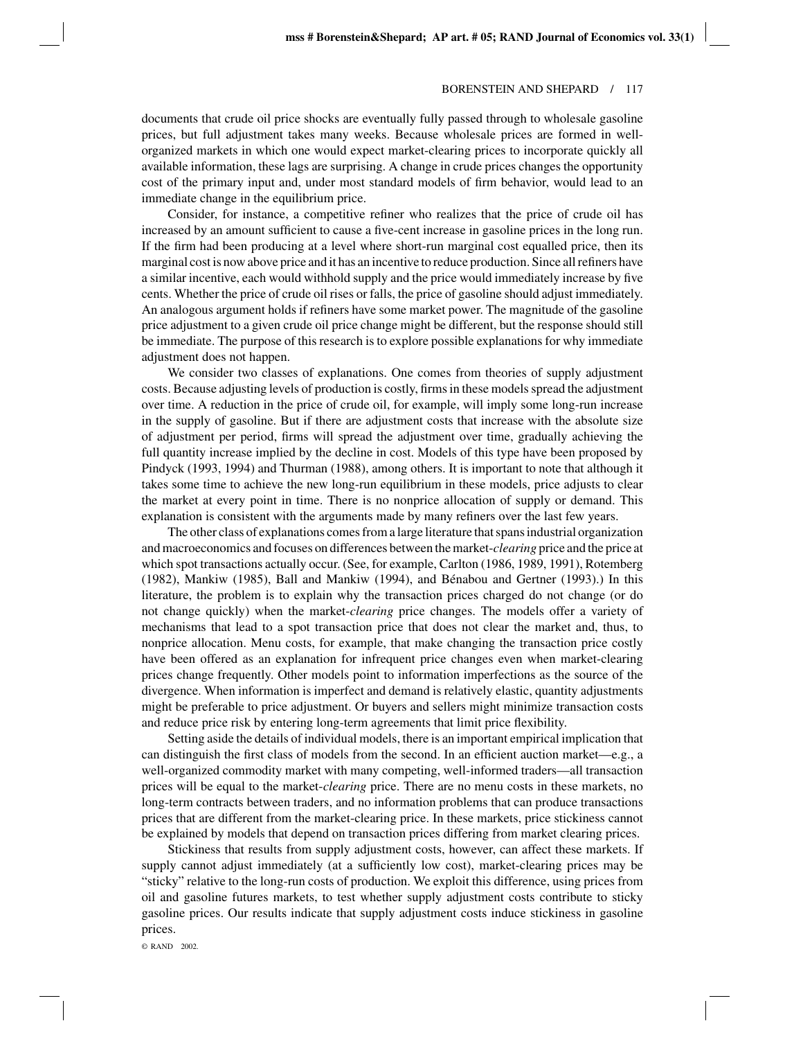documents that crude oil price shocks are eventually fully passed through to wholesale gasoline prices, but full adjustment takes many weeks. Because wholesale prices are formed in well-organized markets in which one would expect market-clearing prices to incorporate quickly all available information, these lags are surprising. A change in crude prices changes the opportunity cost of the primary input and, under most standard models of firm behavior, would lead to an immediate change in the equilibrium price.

Consider, for instance, a competitive refiner who realizes that the price of crude oil has increased by an amount sufficient to cause a five-cent increase in gasoline prices in the long run. If the firm had been producing at a level where short-run marginal cost equalled price, then its marginal cost is now above price and it has an incentive to reduce production. Since all refiners have a similar incentive, each would withhold supply and the price would immediately increase by five cents. Whether the price of crude oil rises or falls, the price of gasoline should adjust immediately. An analogous argument holds if refiners have some market power. The magnitude of the gasoline price adjustment to a given crude oil price change might be different, but the response should still be immediate. The purpose of this research is to explore possible explanations for why immediate adjustment does not happen.

We consider two classes of explanations. One comes from theories of supply adjustment costs. Because adjusting levels of production is costly, firms in these models spread the adjustment over time. A reduction in the price of crude oil, for example, will imply some long-run increase in the supply of gasoline. But if there are adjustment costs that increase with the absolute size of adjustment per period, firms will spread the adjustment over time, gradually achieving the full quantity increase implied by the decline in cost. Models of this type have been proposed by Pindyck (1993, 1994) and Thurman (1988), among others. It is important to note that although it takes some time to achieve the new long-run equilibrium in these models, price adjusts to clear the market at every point in time. There is no nonprice allocation of supply or demand. This explanation is consistent with the arguments made by many refiners over the last few years.

The other class of explanations comes from a large literature that spans industrial organization and macroeconomics and focuses on differences between the market-*clearing* price and the price at which spot transactions actually occur. (See, for example, Carlton (1986, 1989, 1991), Rotemberg (1982), Mankiw (1985), Ball and Mankiw (1994), and Bénabou and Gertner (1993).) In this literature, the problem is to explain why the transaction prices charged do not change (or do not change quickly) when the market-*clearing* price changes. The models offer a variety of mechanisms that lead to a spot transaction price that does not clear the market and, thus, to nonprice allocation. Menu costs, for example, that make changing the transaction price costly have been offered as an explanation for infrequent price changes even when market-clearing prices change frequently. Other models point to information imperfections as the source of the divergence. When information is imperfect and demand is relatively elastic, quantity adjustments might be preferable to price adjustment. Or buyers and sellers might minimize transaction costs and reduce price risk by entering long-term agreements that limit price flexibility.

Setting aside the details of individual models, there is an important empirical implication that can distinguish the first class of models from the second. In an efficient auction market—e.g., a well-organized commodity market with many competing, well-informed traders—all transaction prices will be equal to the market-*clearing* price. There are no menu costs in these markets, no long-term contracts between traders, and no information problems that can produce transactions prices that are different from the market-clearing price. In these markets, price stickiness cannot be explained by models that depend on transaction prices differing from market clearing prices.

Stickiness that results from supply adjustment costs, however, can affect these markets. If supply cannot adjust immediately (at a sufficiently low cost), market-clearing prices may be "sticky" relative to the long-run costs of production. We exploit this difference, using prices from oil and gasoline futures markets, to test whether supply adjustment costs contribute to sticky gasoline prices. Our results indicate that supply adjustment costs induce stickiness in gasoline prices.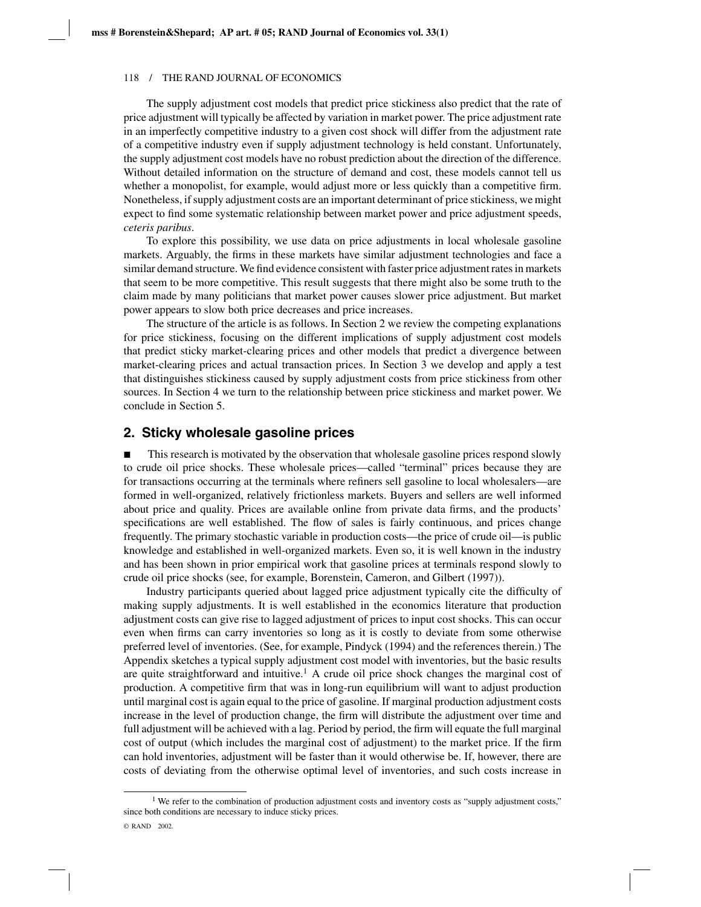The supply adjustment cost models that predict price stickiness also predict that the rate of price adjustment will typically be affected by variation in market power. The price adjustment rate in an imperfectly competitive industry to a given cost shock will differ from the adjustment rate of a competitive industry even if supply adjustment technology is held constant. Unfortunately, the supply adjustment cost models have no robust prediction about the direction of the difference. Without detailed information on the structure of demand and cost, these models cannot tell us whether a monopolist, for example, would adjust more or less quickly than a competitive firm. Nonetheless, if supply adjustment costs are an important determinant of price stickiness, we might expect to find some systematic relationship between market power and price adjustment speeds, *ceteris paribus*.

To explore this possibility, we use data on price adjustments in local wholesale gasoline markets. Arguably, the firms in these markets have similar adjustment technologies and face a similar demand structure. We find evidence consistent with faster price adjustment rates in markets that seem to be more competitive. This result suggests that there might also be some truth to the claim made by many politicians that market power causes slower price adjustment. But market power appears to slow both price decreases and price increases.

The structure of the article is as follows. In Section 2 we review the competing explanations for price stickiness, focusing on the different implications of supply adjustment cost models that predict sticky market-clearing prices and other models that predict a divergence between market-clearing prices and actual transaction prices. In Section 3 we develop and apply a test that distinguishes stickiness caused by supply adjustment costs from price stickiness from other sources. In Section 4 we turn to the relationship between price stickiness and market power. We conclude in Section 5.

## 2. Sticky wholesale gasoline prices

■ This research is motivated by the observation that wholesale gasoline prices respond slowly to crude oil price shocks. These wholesale prices—called "terminal" prices because they are for transactions occurring at the terminals where refiners sell gasoline to local wholesalers—are formed in well-organized, relatively frictionless markets. Buyers and sellers are well informed about price and quality. Prices are available online from private data firms, and the products' specifications are well established. The flow of sales is fairly continuous, and prices change frequently. The primary stochastic variable in production costs—the price of crude oil—is public knowledge and established in well-organized markets. Even so, it is well known in the industry and has been shown in prior empirical work that gasoline prices at terminals respond slowly to crude oil price shocks (see, for example, Borenstein, Cameron, and Gilbert (1997)).

Industry participants queried about lagged price adjustment typically cite the difficulty of making supply adjustments. It is well established in the economics literature that production adjustment costs can give rise to lagged adjustment of prices to input cost shocks. This can occur even when firms can carry inventories so long as it is costly to deviate from some otherwise preferred level of inventories. (See, for example, Pindyck (1994) and the references therein.) The Appendix sketches a typical supply adjustment cost model with inventories, but the basic results are quite straightforward and intuitive.[1] A crude oil price shock changes the marginal cost of production. A competitive firm that was in long-run equilibrium will want to adjust production until marginal cost is again equal to the price of gasoline. If marginal production adjustment costs increase in the level of production change, the firm will distribute the adjustment over time and full adjustment will be achieved with a lag. Period by period, the firm will equate the full marginal cost of output (which includes the marginal cost of adjustment) to the market price. If the firm can hold inventories, adjustment will be faster than it would otherwise be. If, however, there are costs of deviating from the otherwise optimal level of inventories, and such costs increase in

[1] We refer to the combination of production adjustment costs and inventory costs as "supply adjustment costs," since both conditions are necessary to induce sticky prices.

© RAND 2002.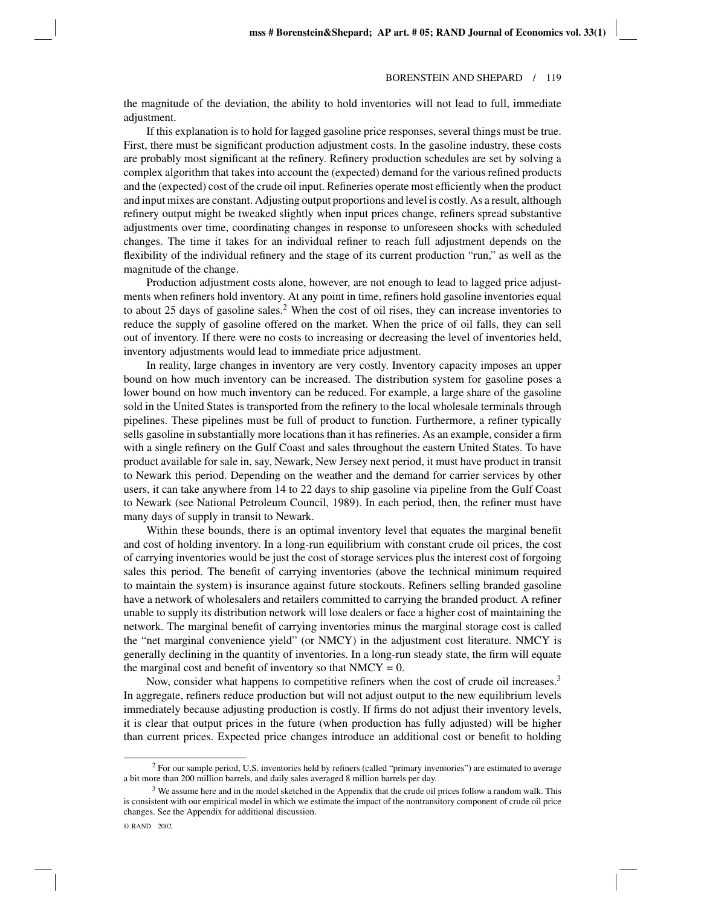the magnitude of the deviation, the ability to hold inventories will not lead to full, immediate adjustment.

If this explanation is to hold for lagged gasoline price responses, several things must be true. First, there must be significant production adjustment costs. In the gasoline industry, these costs are probably most significant at the refinery. Refinery production schedules are set by solving a complex algorithm that takes into account the (expected) demand for the various refined products and the (expected) cost of the crude oil input. Refineries operate most efficiently when the product and input mixes are constant. Adjusting output proportions and level is costly. As a result, although refinery output might be tweaked slightly when input prices change, refiners spread substantive adjustments over time, coordinating changes in response to unforeseen shocks with scheduled changes. The time it takes for an individual refiner to reach full adjustment depends on the flexibility of the individual refinery and the stage of its current production "run," as well as the magnitude of the change.

Production adjustment costs alone, however, are not enough to lead to lagged price adjustments when refiners hold inventory. At any point in time, refiners hold gasoline inventories equal to about 25 days of gasoline sales.[2] When the cost of oil rises, they can increase inventories to reduce the supply of gasoline offered on the market. When the price of oil falls, they can sell out of inventory. If there were no costs to increasing or decreasing the level of inventories held, inventory adjustments would lead to immediate price adjustment.

In reality, large changes in inventory are very costly. Inventory capacity imposes an upper bound on how much inventory can be increased. The distribution system for gasoline poses a lower bound on how much inventory can be reduced. For example, a large share of the gasoline sold in the United States is transported from the refinery to the local wholesale terminals through pipelines. These pipelines must be full of product to function. Furthermore, a refiner typically sells gasoline in substantially more locations than it has refineries. As an example, consider a firm with a single refinery on the Gulf Coast and sales throughout the eastern United States. To have product available for sale in, say, Newark, New Jersey next period, it must have product in transit to Newark this period. Depending on the weather and the demand for carrier services by other users, it can take anywhere from 14 to 22 days to ship gasoline via pipeline from the Gulf Coast to Newark (see National Petroleum Council, 1989). In each period, then, the refiner must have many days of supply in transit to Newark.

Within these bounds, there is an optimal inventory level that equates the marginal benefit and cost of holding inventory. In a long-run equilibrium with constant crude oil prices, the cost of carrying inventories would be just the cost of storage services plus the interest cost of forgoing sales this period. The benefit of carrying inventories (above the technical minimum required to maintain the system) is insurance against future stockouts. Refiners selling branded gasoline have a network of wholesalers and retailers committed to carrying the branded product. A refiner unable to supply its distribution network will lose dealers or face a higher cost of maintaining the network. The marginal benefit of carrying inventories minus the marginal storage cost is called the "net marginal convenience yield" (or NMCY) in the adjustment cost literature. NMCY is generally declining in the quantity of inventories. In a long-run steady state, the firm will equate the marginal cost and benefit of inventory so that NMCY = 0.

Now, consider what happens to competitive refiners when the cost of crude oil increases.[3] In aggregate, refiners reduce production but will not adjust output to the new equilibrium levels immediately because adjusting production is costly. If firms do not adjust their inventory levels, it is clear that output prices in the future (when production has fully adjusted) will be higher than current prices. Expected price changes introduce an additional cost or benefit to holding

[2] For our sample period, U.S. inventories held by refiners (called "primary inventories") are estimated to average a bit more than 200 million barrels, and daily sales averaged 8 million barrels per day.

[3] We assume here and in the model sketched in the Appendix that the crude oil prices follow a random walk. This is consistent with our empirical model in which we estimate the impact of the nontransitory component of crude oil price changes. See the Appendix for additional discussion.

© RAND 2002.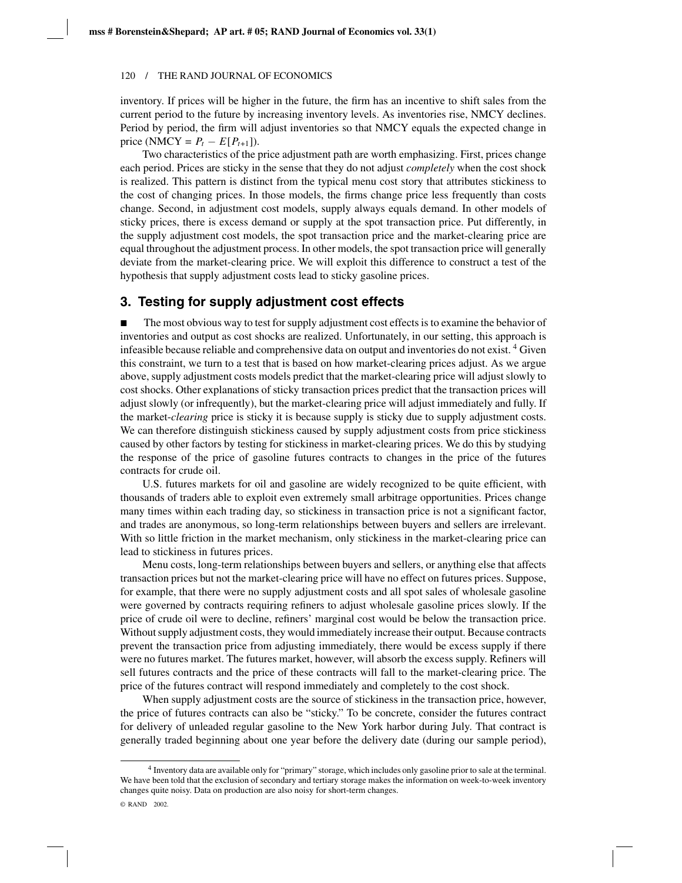inventory. If prices will be higher in the future, the firm has an incentive to shift sales from the current period to the future by increasing inventory levels. As inventories rise, NMCY declines. Period by period, the firm will adjust inventories so that NMCY equals the expected change in price (NMCY = $P_t - E[P_{t+1}]$).

Two characteristics of the price adjustment path are worth emphasizing. First, prices change each period. Prices are sticky in the sense that they do not adjust *completely* when the cost shock is realized. This pattern is distinct from the typical menu cost story that attributes stickiness to the cost of changing prices. In those models, the firms change price less frequently than costs change. Second, in adjustment cost models, supply always equals demand. In other models of sticky prices, there is excess demand or supply at the spot transaction price. Put differently, in the supply adjustment cost models, the spot transaction price and the market-clearing price are equal throughout the adjustment process. In other models, the spot transaction price will generally deviate from the market-clearing price. We will exploit this difference to construct a test of the hypothesis that supply adjustment costs lead to sticky gasoline prices.

## 3. Testing for supply adjustment cost effects

■ The most obvious way to test for supply adjustment cost effects is to examine the behavior of inventories and output as cost shocks are realized. Unfortunately, in our setting, this approach is infeasible because reliable and comprehensive data on output and inventories do not exist.[4] Given this constraint, we turn to a test that is based on how market-clearing prices adjust. As we argue above, supply adjustment costs models predict that the market-clearing price will adjust slowly to cost shocks. Other explanations of sticky transaction prices predict that the transaction prices will adjust slowly (or infrequently), but the market-clearing price will adjust immediately and fully. If the market-*clearing* price is sticky it is because supply is sticky due to supply adjustment costs. We can therefore distinguish stickiness caused by supply adjustment costs from price stickiness caused by other factors by testing for stickiness in market-clearing prices. We do this by studying the response of the price of gasoline futures contracts to changes in the price of the futures contracts for crude oil.

U.S. futures markets for oil and gasoline are widely recognized to be quite efficient, with thousands of traders able to exploit even extremely small arbitrage opportunities. Prices change many times within each trading day, so stickiness in transaction price is not a significant factor, and trades are anonymous, so long-term relationships between buyers and sellers are irrelevant. With so little friction in the market mechanism, only stickiness in the market-clearing price can lead to stickiness in futures prices.

Menu costs, long-term relationships between buyers and sellers, or anything else that affects transaction prices but not the market-clearing price will have no effect on futures prices. Suppose, for example, that there were no supply adjustment costs and all spot sales of wholesale gasoline were governed by contracts requiring refiners to adjust wholesale gasoline prices slowly. If the price of crude oil were to decline, refiners' marginal cost would be below the transaction price. Without supply adjustment costs, they would immediately increase their output. Because contracts prevent the transaction price from adjusting immediately, there would be excess supply if there were no futures market. The futures market, however, will absorb the excess supply. Refiners will sell futures contracts and the price of these contracts will fall to the market-clearing price. The price of the futures contract will respond immediately and completely to the cost shock.

When supply adjustment costs are the source of stickiness in the transaction price, however, the price of futures contracts can also be "sticky." To be concrete, consider the futures contract for delivery of unleaded regular gasoline to the New York harbor during July. That contract is generally traded beginning about one year before the delivery date (during our sample period),

[4] Inventory data are available only for "primary" storage, which includes only gasoline prior to sale at the terminal. We have been told that the exclusion of secondary and tertiary storage makes the information on week-to-week inventory changes quite noisy. Data on production are also noisy for short-term changes.

© RAND 2002.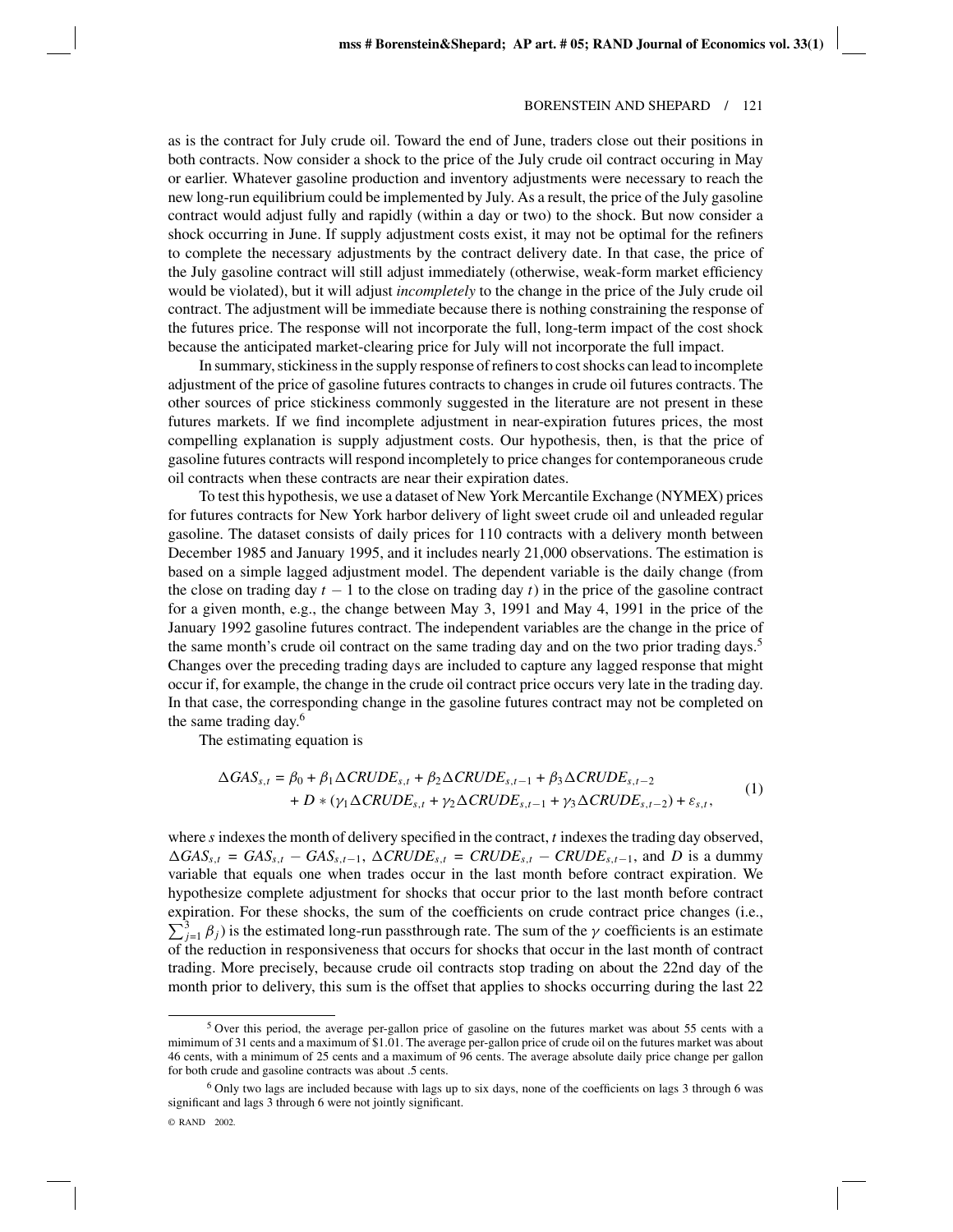as is the contract for July crude oil. Toward the end of June, traders close out their positions in both contracts. Now consider a shock to the price of the July crude oil contract occuring in May or earlier. Whatever gasoline production and inventory adjustments were necessary to reach the new long-run equilibrium could be implemented by July. As a result, the price of the July gasoline contract would adjust fully and rapidly (within a day or two) to the shock. But now consider a shock occurring in June. If supply adjustment costs exist, it may not be optimal for the refiners to complete the necessary adjustments by the contract delivery date. In that case, the price of the July gasoline contract will still adjust immediately (otherwise, weak-form market efficiency would be violated), but it will adjust *incompletely* to the change in the price of the July crude oil contract. The adjustment will be immediate because there is nothing constraining the response of the futures price. The response will not incorporate the full, long-term impact of the cost shock because the anticipated market-clearing price for July will not incorporate the full impact.

In summary, stickiness in the supply response of refiners to cost shocks can lead to incomplete adjustment of the price of gasoline futures contracts to changes in crude oil futures contracts. The other sources of price stickiness commonly suggested in the literature are not present in these futures markets. If we find incomplete adjustment in near-expiration futures prices, the most compelling explanation is supply adjustment costs. Our hypothesis, then, is that the price of gasoline futures contracts will respond incompletely to price changes for contemporaneous crude oil contracts when these contracts are near their expiration dates.

To test this hypothesis, we use a dataset of New York Mercantile Exchange (NYMEX) prices for futures contracts for New York harbor delivery of light sweet crude oil and unleaded regular gasoline. The dataset consists of daily prices for 110 contracts with a delivery month between December 1985 and January 1995, and it includes nearly 21,000 observations. The estimation is based on a simple lagged adjustment model. The dependent variable is the daily change (from the close on trading day $t-1$ to the close on trading day $t$) in the price of the gasoline contract for a given month, e.g., the change between May 3, 1991 and May 4, 1991 in the price of the January 1992 gasoline futures contract. The independent variables are the change in the price of the same month's crude oil contract on the same trading day and on the two prior trading days.[5] Changes over the preceding trading days are included to capture any lagged response that might occur if, for example, the change in the crude oil contract price occurs very late in the trading day. In that case, the corresponding change in the gasoline futures contract may not be completed on the same trading day.[6]

The estimating equation is

$$\Delta GAS_{s,t} = \beta_0 + \beta_1 \Delta CRUDE_{s,t} + \beta_2 \Delta CRUDE_{s,t-1} + \beta_3 \Delta CRUDE_{s,t-2} + D * (\gamma_1 \Delta CRUDE_{s,t} + \gamma_2 \Delta CRUDE_{s,t-1} + \gamma_3 \Delta CRUDE_{s,t-2}) + \varepsilon_{s,t}, \tag{1}$$

where $s$ indexes the month of delivery specified in the contract, $t$ indexes the trading day observed, $\Delta GAS_{s,t} = GAS_{s,t} - GAS_{s,t-1}$, $\Delta CRUDE_{s,t} = CRUDE_{s,t} - CRUDE_{s,t-1}$, and $D$ is a dummy variable that equals one when trades occur in the last month before contract expiration. We hypothesize complete adjustment for shocks that occur prior to the last month before contract expiration. For these shocks, the sum of the coefficients on crude contract price changes (i.e., $\sum_{j=1}^{3} \beta_j$) is the estimated long-run passthrough rate. The sum of the $\gamma$ coefficients is an estimate of the reduction in responsiveness that occurs for shocks that occur in the last month of contract trading. More precisely, because crude oil contracts stop trading on about the 22nd day of the month prior to delivery, this sum is the offset that applies to shocks occurring during the last 22

[5] Over this period, the average per-gallon price of gasoline on the futures market was about 55 cents with a mimimum of 31 cents and a maximum of \$1.01. The average per-gallon price of crude oil on the futures market was about 46 cents, with a minimum of 25 cents and a maximum of 96 cents. The average absolute daily price change per gallon for both crude and gasoline contracts was about .5 cents.

[6] Only two lags are included because with lags up to six days, none of the coefficients on lags 3 through 6 was significant and lags 3 through 6 were not jointly significant.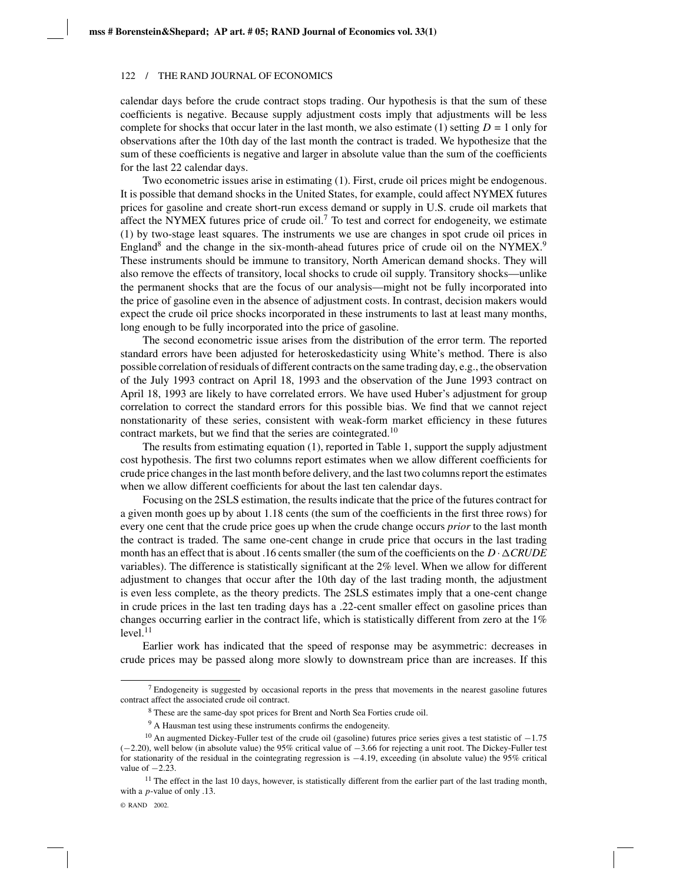calendar days before the crude contract stops trading. Our hypothesis is that the sum of these coefficients is negative. Because supply adjustment costs imply that adjustments will be less complete for shocks that occur later in the last month, we also estimate (1) setting $D = 1$ only for observations after the 10th day of the last month the contract is traded. We hypothesize that the sum of these coefficients is negative and larger in absolute value than the sum of the coefficients for the last 22 calendar days.

Two econometric issues arise in estimating (1). First, crude oil prices might be endogenous. It is possible that demand shocks in the United States, for example, could affect NYMEX futures prices for gasoline and create short-run excess demand or supply in U.S. crude oil markets that affect the NYMEX futures price of crude oil.[7] To test and correct for endogeneity, we estimate (1) by two-stage least squares. The instruments we use are changes in spot crude oil prices in England[8] and the change in the six-month-ahead futures price of crude oil on the NYMEX.[9] These instruments should be immune to transitory, North American demand shocks. They will also remove the effects of transitory, local shocks to crude oil supply. Transitory shocks—unlike the permanent shocks that are the focus of our analysis—might not be fully incorporated into the price of gasoline even in the absence of adjustment costs. In contrast, decision makers would expect the crude oil price shocks incorporated in these instruments to last at least many months, long enough to be fully incorporated into the price of gasoline.

The second econometric issue arises from the distribution of the error term. The reported standard errors have been adjusted for heteroskedasticity using White's method. There is also possible correlation of residuals of different contracts on the same trading day, e.g., the observation of the July 1993 contract on April 18, 1993 and the observation of the June 1993 contract on April 18, 1993 are likely to have correlated errors. We have used Huber's adjustment for group correlation to correct the standard errors for this possible bias. We find that we cannot reject nonstationarity of these series, consistent with weak-form market efficiency in these futures contract markets, but we find that the series are cointegrated.[10]

The results from estimating equation (1), reported in Table 1, support the supply adjustment cost hypothesis. The first two columns report estimates when we allow different coefficients for crude price changes in the last month before delivery, and the last two columns report the estimates when we allow different coefficients for about the last ten calendar days.

Focusing on the 2SLS estimation, the results indicate that the price of the futures contract for a given month goes up by about 1.18 cents (the sum of the coefficients in the first three rows) for every one cent that the crude price goes up when the crude change occurs *prior* to the last month the contract is traded. The same one-cent change in crude price that occurs in the last trading month has an effect that is about .16 cents smaller (the sum of the coefficients on the $D \cdot \Delta CRUDE$ variables). The difference is statistically significant at the 2% level. When we allow for different adjustment to changes that occur after the 10th day of the last trading month, the adjustment is even less complete, as the theory predicts. The 2SLS estimates imply that a one-cent change in crude prices in the last ten trading days has a .22-cent smaller effect on gasoline prices than changes occurring earlier in the contract life, which is statistically different from zero at the 1% level.[11]

Earlier work has indicated that the speed of response may be asymmetric: decreases in crude prices may be passed along more slowly to downstream price than are increases. If this

---

[7] Endogeneity is suggested by occasional reports in the press that movements in the nearest gasoline futures contract affect the associated crude oil contract.

[8] These are the same-day spot prices for Brent and North Sea Forties crude oil.

[9] A Hausman test using these instruments confirms the endogeneity.

[10] An augmented Dickey-Fuller test of the crude oil (gasoline) futures price series gives a test statistic of $-1.75$ ($-2.20$), well below (in absolute value) the 95% critical value of $-3.66$ for rejecting a unit root. The Dickey-Fuller test for stationarity of the residual in the cointegrating regression is $-4.19$, exceeding (in absolute value) the 95% critical value of $-2.23$.

[11] The effect in the last 10 days, however, is statistically different from the earlier part of the last trading month, with a $p$-value of only .13.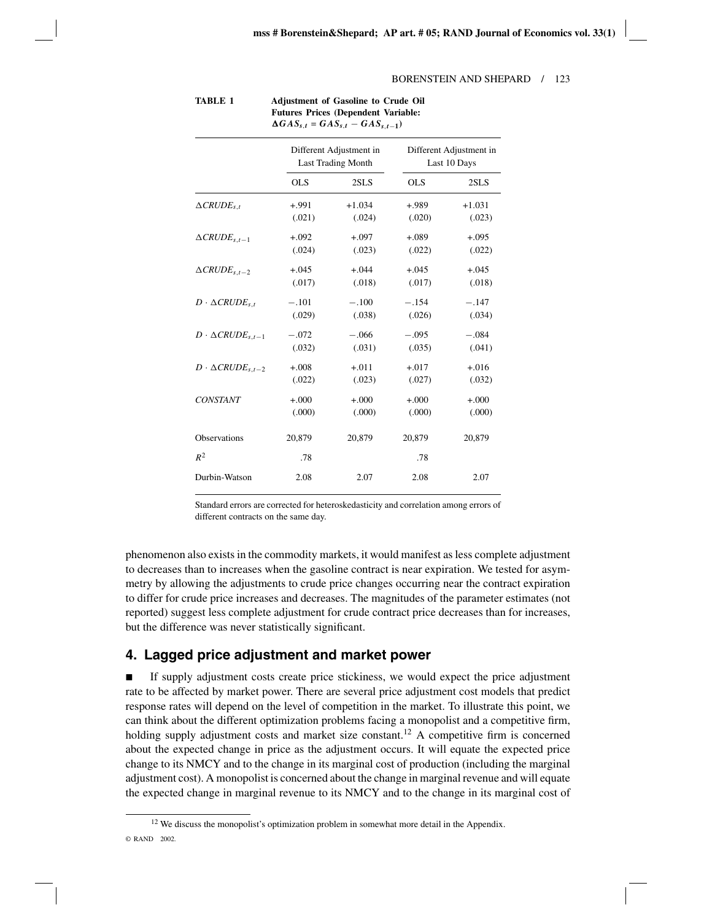**TABLE 1** **Adjustment of Gasoline to Crude Oil Futures Prices (Dependent Variable: $\Delta GAS_{s,t} = GAS_{s,t} - GAS_{s,t-1}$)**

| | Different Adjustment in Last Trading Month | | Different Adjustment in Last 10 Days | |
|---|---|---|---|---|
| | OLS | 2SLS | OLS | 2SLS |
| $\Delta CRUDE_{s,t}$ | +.991 | +1.034 | +.989 | +1.031 |
| | (.021) | (.024) | (.020) | (.023) |
| $\Delta CRUDE_{s,t-1}$ | +.092 | +.097 | +.089 | +.095 |
| | (.024) | (.023) | (.022) | (.022) |
| $\Delta CRUDE_{s,t-2}$ | +.045 | +.044 | +.045 | +.045 |
| | (.017) | (.018) | (.017) | (.018) |
| $D \cdot \Delta CRUDE_{s,t}$ | −.101 | −.100 | −.154 | −.147 |
| | (.029) | (.038) | (.026) | (.034) |
| $D \cdot \Delta CRUDE_{s,t-1}$ | −.072 | −.066 | −.095 | −.084 |
| | (.032) | (.031) | (.035) | (.041) |
| $D \cdot \Delta CRUDE_{s,t-2}$ | +.008 | +.011 | +.017 | +.016 |
| | (.022) | (.023) | (.027) | (.032) |
| *CONSTANT* | +.000 | +.000 | +.000 | +.000 |
| | (.000) | (.000) | (.000) | (.000) |
| Observations | 20,879 | 20,879 | 20,879 | 20,879 |
| $R^2$ | .78 | | .78 | |
| Durbin-Watson | 2.08 | 2.07 | 2.08 | 2.07 |

Standard errors are corrected for heteroskedasticity and correlation among errors of different contracts on the same day.

phenomenon also exists in the commodity markets, it would manifest as less complete adjustment to decreases than to increases when the gasoline contract is near expiration. We tested for asymmetry by allowing the adjustments to crude price changes occurring near the contract expiration to differ for crude price increases and decreases. The magnitudes of the parameter estimates (not reported) suggest less complete adjustment for crude contract price decreases than for increases, but the difference was never statistically significant.

## 4. Lagged price adjustment and market power

■ If supply adjustment costs create price stickiness, we would expect the price adjustment rate to be affected by market power. There are several price adjustment cost models that predict response rates will depend on the level of competition in the market. To illustrate this point, we can think about the different optimization problems facing a monopolist and a competitive firm, holding supply adjustment costs and market size constant.[12] A competitive firm is concerned about the expected change in price as the adjustment occurs. It will equate the expected price change to its NMCY and to the change in its marginal cost of production (including the marginal adjustment cost). A monopolist is concerned about the change in marginal revenue and will equate the expected change in marginal revenue to its NMCY and to the change in its marginal cost of

[12] We discuss the monopolist's optimization problem in somewhat more detail in the Appendix.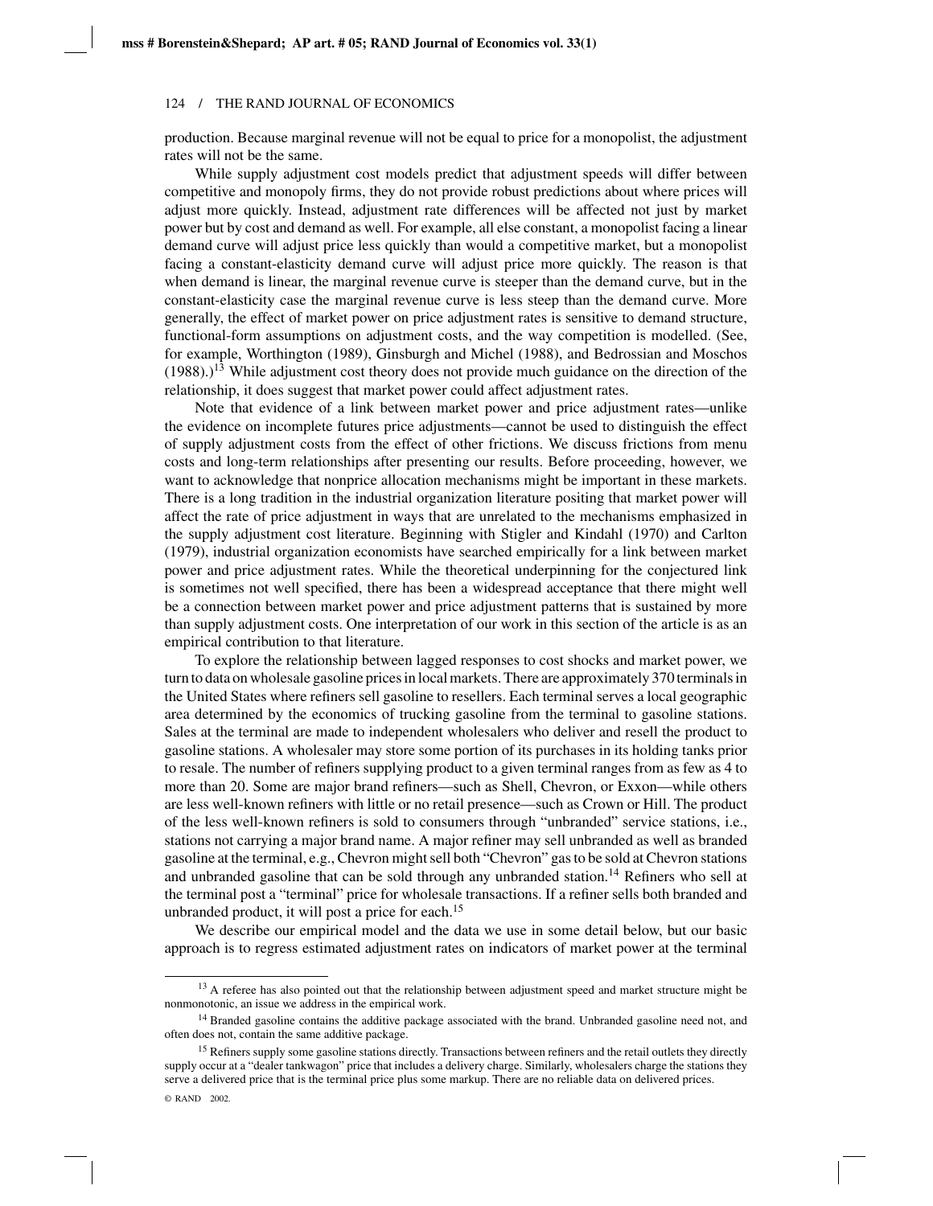production. Because marginal revenue will not be equal to price for a monopolist, the adjustment rates will not be the same.

While supply adjustment cost models predict that adjustment speeds will differ between competitive and monopoly firms, they do not provide robust predictions about where prices will adjust more quickly. Instead, adjustment rate differences will be affected not just by market power but by cost and demand as well. For example, all else constant, a monopolist facing a linear demand curve will adjust price less quickly than would a competitive market, but a monopolist facing a constant-elasticity demand curve will adjust price more quickly. The reason is that when demand is linear, the marginal revenue curve is steeper than the demand curve, but in the constant-elasticity case the marginal revenue curve is less steep than the demand curve. More generally, the effect of market power on price adjustment rates is sensitive to demand structure, functional-form assumptions on adjustment costs, and the way competition is modelled. (See, for example, Worthington (1989), Ginsburgh and Michel (1988), and Bedrossian and Moschos (1988).)[13] While adjustment cost theory does not provide much guidance on the direction of the relationship, it does suggest that market power could affect adjustment rates.

Note that evidence of a link between market power and price adjustment rates—unlike the evidence on incomplete futures price adjustments—cannot be used to distinguish the effect of supply adjustment costs from the effect of other frictions. We discuss frictions from menu costs and long-term relationships after presenting our results. Before proceeding, however, we want to acknowledge that nonprice allocation mechanisms might be important in these markets. There is a long tradition in the industrial organization literature positing that market power will affect the rate of price adjustment in ways that are unrelated to the mechanisms emphasized in the supply adjustment cost literature. Beginning with Stigler and Kindahl (1970) and Carlton (1979), industrial organization economists have searched empirically for a link between market power and price adjustment rates. While the theoretical underpinning for the conjectured link is sometimes not well specified, there has been a widespread acceptance that there might well be a connection between market power and price adjustment patterns that is sustained by more than supply adjustment costs. One interpretation of our work in this section of the article is as an empirical contribution to that literature.

To explore the relationship between lagged responses to cost shocks and market power, we turn to data on wholesale gasoline prices in local markets. There are approximately 370 terminals in the United States where refiners sell gasoline to resellers. Each terminal serves a local geographic area determined by the economics of trucking gasoline from the terminal to gasoline stations. Sales at the terminal are made to independent wholesalers who deliver and resell the product to gasoline stations. A wholesaler may store some portion of its purchases in its holding tanks prior to resale. The number of refiners supplying product to a given terminal ranges from as few as 4 to more than 20. Some are major brand refiners—such as Shell, Chevron, or Exxon—while others are less well-known refiners with little or no retail presence—such as Crown or Hill. The product of the less well-known refiners is sold to consumers through "unbranded" service stations, i.e., stations not carrying a major brand name. A major refiner may sell unbranded as well as branded gasoline at the terminal, e.g., Chevron might sell both "Chevron" gas to be sold at Chevron stations and unbranded gasoline that can be sold through any unbranded station.[14] Refiners who sell at the terminal post a "terminal" price for wholesale transactions. If a refiner sells both branded and unbranded product, it will post a price for each.[15]

We describe our empirical model and the data we use in some detail below, but our basic approach is to regress estimated adjustment rates on indicators of market power at the terminal

[13] A referee has also pointed out that the relationship between adjustment speed and market structure might be nonmonotonic, an issue we address in the empirical work.

[14] Branded gasoline contains the additive package associated with the brand. Unbranded gasoline need not, and often does not, contain the same additive package.

[15] Refiners supply some gasoline stations directly. Transactions between refiners and the retail outlets they directly supply occur at a "dealer tankwagon" price that includes a delivery charge. Similarly, wholesalers charge the stations they serve a delivered price that is the terminal price plus some markup. There are no reliable data on delivered prices.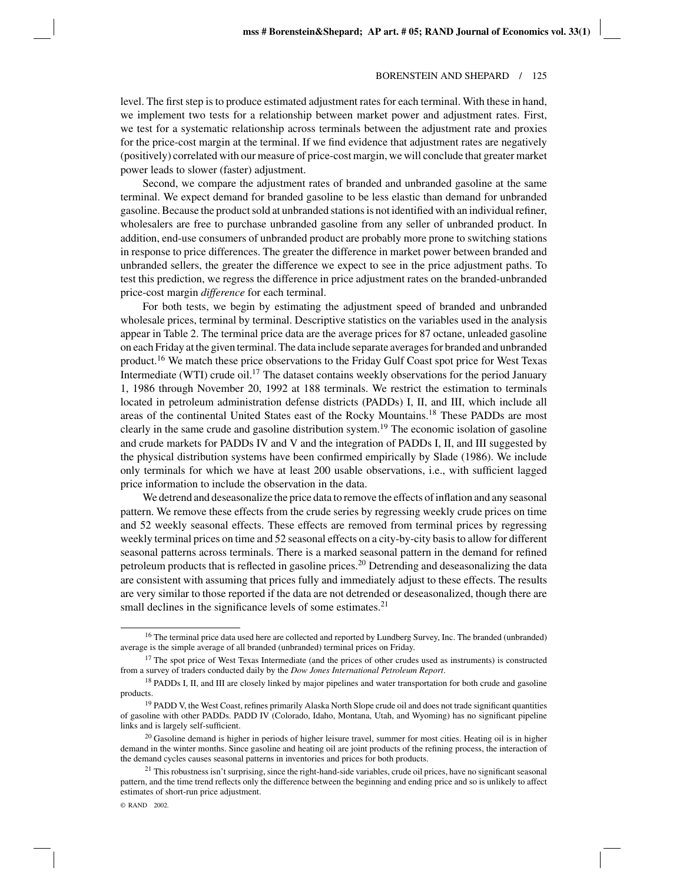level. The first step is to produce estimated adjustment rates for each terminal. With these in hand, we implement two tests for a relationship between market power and adjustment rates. First, we test for a systematic relationship across terminals between the adjustment rate and proxies for the price-cost margin at the terminal. If we find evidence that adjustment rates are negatively (positively) correlated with our measure of price-cost margin, we will conclude that greater market power leads to slower (faster) adjustment.

Second, we compare the adjustment rates of branded and unbranded gasoline at the same terminal. We expect demand for branded gasoline to be less elastic than demand for unbranded gasoline. Because the product sold at unbranded stations is not identified with an individual refiner, wholesalers are free to purchase unbranded gasoline from any seller of unbranded product. In addition, end-use consumers of unbranded product are probably more prone to switching stations in response to price differences. The greater the difference in market power between branded and unbranded sellers, the greater the difference we expect to see in the price adjustment paths. To test this prediction, we regress the difference in price adjustment rates on the branded-unbranded price-cost margin *difference* for each terminal.

For both tests, we begin by estimating the adjustment speed of branded and unbranded wholesale prices, terminal by terminal. Descriptive statistics on the variables used in the analysis appear in Table 2. The terminal price data are the average prices for 87 octane, unleaded gasoline on each Friday at the given terminal. The data include separate averages for branded and unbranded product.[16] We match these price observations to the Friday Gulf Coast spot price for West Texas Intermediate (WTI) crude oil.[17] The dataset contains weekly observations for the period January 1, 1986 through November 20, 1992 at 188 terminals. We restrict the estimation to terminals located in petroleum administration defense districts (PADDs) I, II, and III, which include all areas of the continental United States east of the Rocky Mountains.[18] These PADDs are most clearly in the same crude and gasoline distribution system.[19] The economic isolation of gasoline and crude markets for PADDs IV and V and the integration of PADDs I, II, and III suggested by the physical distribution systems have been confirmed empirically by Slade (1986). We include only terminals for which we have at least 200 usable observations, i.e., with sufficient lagged price information to include the observation in the data.

We detrend and deseasonalize the price data to remove the effects of inflation and any seasonal pattern. We remove these effects from the crude series by regressing weekly crude prices on time and 52 weekly seasonal effects. These effects are removed from terminal prices by regressing weekly terminal prices on time and 52 seasonal effects on a city-by-city basis to allow for different seasonal patterns across terminals. There is a marked seasonal pattern in the demand for refined petroleum products that is reflected in gasoline prices.[20] Detrending and deseasonalizing the data are consistent with assuming that prices fully and immediately adjust to these effects. The results are very similar to those reported if the data are not detrended or deseasonalized, though there are small declines in the significance levels of some estimates.[21]

---

[16] The terminal price data used here are collected and reported by Lundberg Survey, Inc. The branded (unbranded) average is the simple average of all branded (unbranded) terminal prices on Friday.

[17] The spot price of West Texas Intermediate (and the prices of other crudes used as instruments) is constructed from a survey of traders conducted daily by the *Dow Jones International Petroleum Report*.

[18] PADDs I, II, and III are closely linked by major pipelines and water transportation for both crude and gasoline products.

[19] PADD V, the West Coast, refines primarily Alaska North Slope crude oil and does not trade significant quantities of gasoline with other PADDs. PADD IV (Colorado, Idaho, Montana, Utah, and Wyoming) has no significant pipeline links and is largely self-sufficient.

[20] Gasoline demand is higher in periods of higher leisure travel, summer for most cities. Heating oil is in higher demand in the winter months. Since gasoline and heating oil are joint products of the refining process, the interaction of the demand cycles causes seasonal patterns in inventories and prices for both products.

[21] This robustness isn't surprising, since the right-hand-side variables, crude oil prices, have no significant seasonal pattern, and the time trend reflects only the difference between the beginning and ending price and so is unlikely to affect estimates of short-run price adjustment.

© RAND 2002.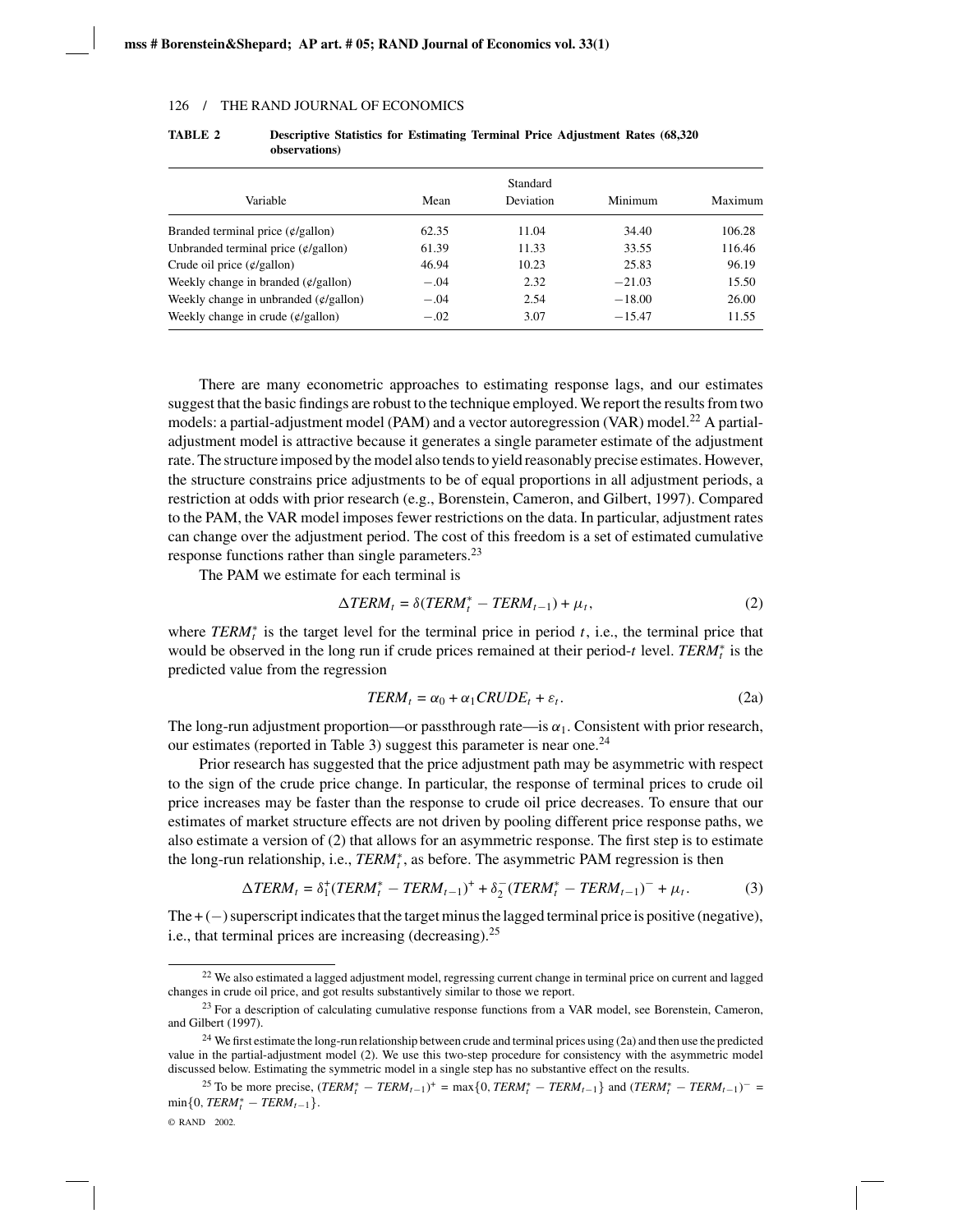**TABLE 2** **Descriptive Statistics for Estimating Terminal Price Adjustment Rates (68,320 observations)**

| Variable | Mean | Standard Deviation | Minimum | Maximum |
|---|---|---|---|---|
| Branded terminal price (¢/gallon) | 62.35 | 11.04 | 34.40 | 106.28 |
| Unbranded terminal price (¢/gallon) | 61.39 | 11.33 | 33.55 | 116.46 |
| Crude oil price (¢/gallon) | 46.94 | 10.23 | 25.83 | 96.19 |
| Weekly change in branded (¢/gallon) | −.04 | 2.32 | −21.03 | 15.50 |
| Weekly change in unbranded (¢/gallon) | −.04 | 2.54 | −18.00 | 26.00 |
| Weekly change in crude (¢/gallon) | −.02 | 3.07 | −15.47 | 11.55 |

There are many econometric approaches to estimating response lags, and our estimates suggest that the basic findings are robust to the technique employed. We report the results from two models: a partial-adjustment model (PAM) and a vector autoregression (VAR) model.[22] A partial-adjustment model is attractive because it generates a single parameter estimate of the adjustment rate. The structure imposed by the model also tends to yield reasonably precise estimates. However, the structure constrains price adjustments to be of equal proportions in all adjustment periods, a restriction at odds with prior research (e.g., Borenstein, Cameron, and Gilbert, 1997). Compared to the PAM, the VAR model imposes fewer restrictions on the data. In particular, adjustment rates can change over the adjustment period. The cost of this freedom is a set of estimated cumulative response functions rather than single parameters.[23]

The PAM we estimate for each terminal is

$$\Delta TERM_t = \delta(TERM_t^* - TERM_{t-1}) + \mu_t, \tag{2}$$

where $TERM_t^*$ is the target level for the terminal price in period $t$, i.e., the terminal price that would be observed in the long run if crude prices remained at their period-$t$ level. $TERM_t^*$ is the predicted value from the regression

$$TERM_t = \alpha_0 + \alpha_1 CRUDE_t + \varepsilon_t. \tag{2a}$$

The long-run adjustment proportion—or passthrough rate—is $\alpha_1$. Consistent with prior research, our estimates (reported in Table 3) suggest this parameter is near one.[24]

Prior research has suggested that the price adjustment path may be asymmetric with respect to the sign of the crude price change. In particular, the response of terminal prices to crude oil price increases may be faster than the response to crude oil price decreases. To ensure that our estimates of market structure effects are not driven by pooling different price response paths, we also estimate a version of (2) that allows for an asymmetric response. The first step is to estimate the long-run relationship, i.e., $TERM_t^*$, as before. The asymmetric PAM regression is then

$$\Delta TERM_t = \delta_1^+(TERM_t^* - TERM_{t-1})^+ + \delta_2^-(TERM_t^* - TERM_{t-1})^- + \mu_t. \tag{3}$$

The + (−) superscript indicates that the target minus the lagged terminal price is positive (negative), i.e., that terminal prices are increasing (decreasing).[25]

---

[22] We also estimated a lagged adjustment model, regressing current change in terminal price on current and lagged changes in crude oil price, and got results substantively similar to those we report.

[23] For a description of calculating cumulative response functions from a VAR model, see Borenstein, Cameron, and Gilbert (1997).

[24] We first estimate the long-run relationship between crude and terminal prices using (2a) and then use the predicted value in the partial-adjustment model (2). We use this two-step procedure for consistency with the asymmetric model discussed below. Estimating the symmetric model in a single step has no substantive effect on the results.

[25] To be more precise, $(TERM_t^* - TERM_{t-1})^+ = \max\{0, TERM_t^* - TERM_{t-1}\}$ and $(TERM_t^* - TERM_{t-1})^- = \min\{0, TERM_t^* - TERM_{t-1}\}$.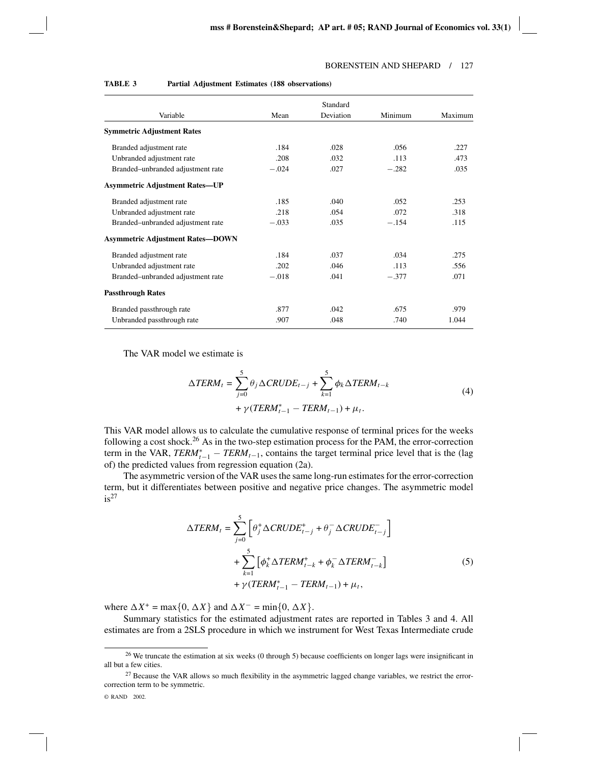**TABLE 3 Partial Adjustment Estimates (188 observations)**

| Variable | Mean | Standard Deviation | Minimum | Maximum |
|---|---|---|---|---|
| **Symmetric Adjustment Rates** | | | | |
| Branded adjustment rate | .184 | .028 | .056 | .227 |
| Unbranded adjustment rate | .208 | .032 | .113 | .473 |
| Branded–unbranded adjustment rate | −.024 | .027 | −.282 | .035 |
| **Asymmetric Adjustment Rates—UP** | | | | |
| Branded adjustment rate | .185 | .040 | .052 | .253 |
| Unbranded adjustment rate | .218 | .054 | .072 | .318 |
| Branded–unbranded adjustment rate | −.033 | .035 | −.154 | .115 |
| **Asymmetric Adjustment Rates—DOWN** | | | | |
| Branded adjustment rate | .184 | .037 | .034 | .275 |
| Unbranded adjustment rate | .202 | .046 | .113 | .556 |
| Branded–unbranded adjustment rate | −.018 | .041 | −.377 | .071 |
| **Passthrough Rates** | | | | |
| Branded passthrough rate | .877 | .042 | .675 | .979 |
| Unbranded passthrough rate | .907 | .048 | .740 | 1.044 |

The VAR model we estimate is

$$\Delta TERM_t = \sum_{j=0}^{5} \theta_j \Delta CRUDE_{t-j} + \sum_{k=1}^{5} \phi_k \Delta TERM_{t-k} + \gamma (TERM^*_{t-1} - TERM_{t-1}) + \mu_t. \tag{4}$$

This VAR model allows us to calculate the cumulative response of terminal prices for the weeks following a cost shock.[26] As in the two-step estimation process for the PAM, the error-correction term in the VAR, $TERM^*_{t-1} - TERM_{t-1}$, contains the target terminal price level that is the (lag of) the predicted values from regression equation (2a).

The asymmetric version of the VAR uses the same long-run estimates for the error-correction term, but it differentiates between positive and negative price changes. The asymmetric model is[27]

$$\Delta TERM_t = \sum_{j=0}^{5} \left[ \theta_j^+ \Delta CRUDE^+_{t-j} + \theta_j^- \Delta CRUDE^-_{t-j} \right] + \sum_{k=1}^{5} \left[ \phi_k^+ \Delta TERM^+_{t-k} + \phi_k^- \Delta TERM^-_{t-k} \right] + \gamma (TERM^*_{t-1} - TERM_{t-1}) + \mu_t, \tag{5}$$

where $\Delta X^+ = \max\{0, \Delta X\}$ and $\Delta X^- = \min\{0, \Delta X\}$.

Summary statistics for the estimated adjustment rates are reported in Tables 3 and 4. All estimates are from a 2SLS procedure in which we instrument for West Texas Intermediate crude

[26] We truncate the estimation at six weeks (0 through 5) because coefficients on longer lags were insignificant in all but a few cities.

[27] Because the VAR allows so much flexibility in the asymmetric lagged change variables, we restrict the error-correction term to be symmetric.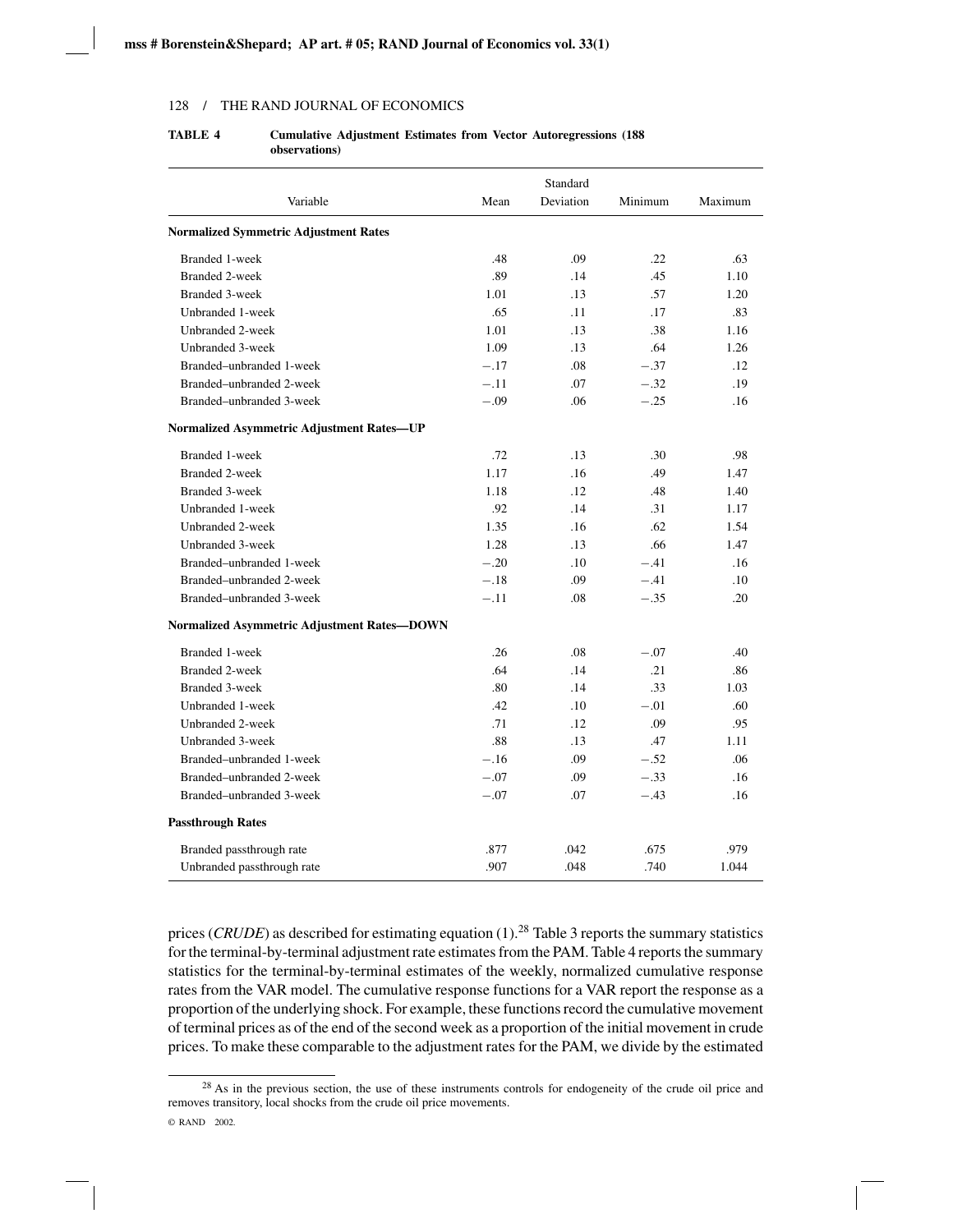**TABLE 4 Cumulative Adjustment Estimates from Vector Autoregressions (188 observations)**

| Variable | Mean | Standard Deviation | Minimum | Maximum |
|---|---|---|---|---|
| **Normalized Symmetric Adjustment Rates** | | | | |
| Branded 1-week | .48 | .09 | .22 | .63 |
| Branded 2-week | .89 | .14 | .45 | 1.10 |
| Branded 3-week | 1.01 | .13 | .57 | 1.20 |
| Unbranded 1-week | .65 | .11 | .17 | .83 |
| Unbranded 2-week | 1.01 | .13 | .38 | 1.16 |
| Unbranded 3-week | 1.09 | .13 | .64 | 1.26 |
| Branded–unbranded 1-week | −.17 | .08 | −.37 | .12 |
| Branded–unbranded 2-week | −.11 | .07 | −.32 | .19 |
| Branded–unbranded 3-week | −.09 | .06 | −.25 | .16 |
| **Normalized Asymmetric Adjustment Rates—UP** | | | | |
| Branded 1-week | .72 | .13 | .30 | .98 |
| Branded 2-week | 1.17 | .16 | .49 | 1.47 |
| Branded 3-week | 1.18 | .12 | .48 | 1.40 |
| Unbranded 1-week | .92 | .14 | .31 | 1.17 |
| Unbranded 2-week | 1.35 | .16 | .62 | 1.54 |
| Unbranded 3-week | 1.28 | .13 | .66 | 1.47 |
| Branded–unbranded 1-week | −.20 | .10 | −.41 | .16 |
| Branded–unbranded 2-week | −.18 | .09 | −.41 | .10 |
| Branded–unbranded 3-week | −.11 | .08 | −.35 | .20 |
| **Normalized Asymmetric Adjustment Rates—DOWN** | | | | |
| Branded 1-week | .26 | .08 | −.07 | .40 |
| Branded 2-week | .64 | .14 | .21 | .86 |
| Branded 3-week | .80 | .14 | .33 | 1.03 |
| Unbranded 1-week | .42 | .10 | −.01 | .60 |
| Unbranded 2-week | .71 | .12 | .09 | .95 |
| Unbranded 3-week | .88 | .13 | .47 | 1.11 |
| Branded–unbranded 1-week | −.16 | .09 | −.52 | .06 |
| Branded–unbranded 2-week | −.07 | .09 | −.33 | .16 |
| Branded–unbranded 3-week | −.07 | .07 | −.43 | .16 |
| **Passthrough Rates** | | | | |
| Branded passthrough rate | .877 | .042 | .675 | .979 |
| Unbranded passthrough rate | .907 | .048 | .740 | 1.044 |

prices (*CRUDE*) as described for estimating equation (1).[28] Table 3 reports the summary statistics for the terminal-by-terminal adjustment rate estimates from the PAM. Table 4 reports the summary statistics for the terminal-by-terminal estimates of the weekly, normalized cumulative response rates from the VAR model. The cumulative response functions for a VAR report the response as a proportion of the underlying shock. For example, these functions record the cumulative movement of terminal prices as of the end of the second week as a proportion of the initial movement in crude prices. To make these comparable to the adjustment rates for the PAM, we divide by the estimated

[28] As in the previous section, the use of these instruments controls for endogeneity of the crude oil price and removes transitory, local shocks from the crude oil price movements.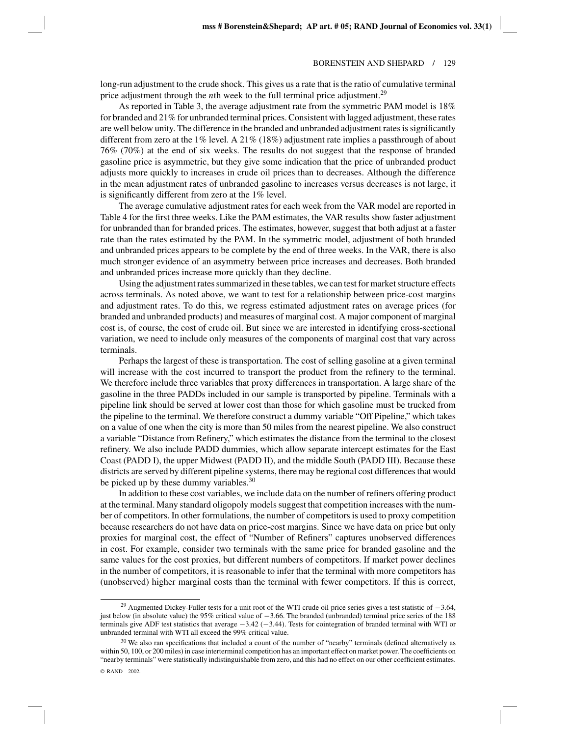long-run adjustment to the crude shock. This gives us a rate that is the ratio of cumulative terminal price adjustment through the $n$th week to the full terminal price adjustment.[29]

As reported in Table 3, the average adjustment rate from the symmetric PAM model is 18% for branded and 21% for unbranded terminal prices. Consistent with lagged adjustment, these rates are well below unity. The difference in the branded and unbranded adjustment rates is significantly different from zero at the 1% level. A 21% (18%) adjustment rate implies a passthrough of about 76% (70%) at the end of six weeks. The results do not suggest that the response of branded gasoline price is asymmetric, but they give some indication that the price of unbranded product adjusts more quickly to increases in crude oil prices than to decreases. Although the difference in the mean adjustment rates of unbranded gasoline to increases versus decreases is not large, it is significantly different from zero at the 1% level.

The average cumulative adjustment rates for each week from the VAR model are reported in Table 4 for the first three weeks. Like the PAM estimates, the VAR results show faster adjustment for unbranded than for branded prices. The estimates, however, suggest that both adjust at a faster rate than the rates estimated by the PAM. In the symmetric model, adjustment of both branded and unbranded prices appears to be complete by the end of three weeks. In the VAR, there is also much stronger evidence of an asymmetry between price increases and decreases. Both branded and unbranded prices increase more quickly than they decline.

Using the adjustment rates summarized in these tables, we can test for market structure effects across terminals. As noted above, we want to test for a relationship between price-cost margins and adjustment rates. To do this, we regress estimated adjustment rates on average prices (for branded and unbranded products) and measures of marginal cost. A major component of marginal cost is, of course, the cost of crude oil. But since we are interested in identifying cross-sectional variation, we need to include only measures of the components of marginal cost that vary across terminals.

Perhaps the largest of these is transportation. The cost of selling gasoline at a given terminal will increase with the cost incurred to transport the product from the refinery to the terminal. We therefore include three variables that proxy differences in transportation. A large share of the gasoline in the three PADDs included in our sample is transported by pipeline. Terminals with a pipeline link should be served at lower cost than those for which gasoline must be trucked from the pipeline to the terminal. We therefore construct a dummy variable "Off Pipeline," which takes on a value of one when the city is more than 50 miles from the nearest pipeline. We also construct a variable "Distance from Refinery," which estimates the distance from the terminal to the closest refinery. We also include PADD dummies, which allow separate intercept estimates for the East Coast (PADD I), the upper Midwest (PADD II), and the middle South (PADD III). Because these districts are served by different pipeline systems, there may be regional cost differences that would be picked up by these dummy variables.[30]

In addition to these cost variables, we include data on the number of refiners offering product at the terminal. Many standard oligopoly models suggest that competition increases with the number of competitors. In other formulations, the number of competitors is used to proxy competition because researchers do not have data on price-cost margins. Since we have data on price but only proxies for marginal cost, the effect of "Number of Refiners" captures unobserved differences in cost. For example, consider two terminals with the same price for branded gasoline and the same values for the cost proxies, but different numbers of competitors. If market power declines in the number of competitors, it is reasonable to infer that the terminal with more competitors has (unobserved) higher marginal costs than the terminal with fewer competitors. If this is correct,

---

[29] Augmented Dickey-Fuller tests for a unit root of the WTI crude oil price series gives a test statistic of $-3.64$, just below (in absolute value) the 95% critical value of $-3.66$. The branded (unbranded) terminal price series of the 188 terminals give ADF test statistics that average $-3.42$ ($-3.44$). Tests for cointegration of branded terminal with WTI or unbranded terminal with WTI all exceed the 99% critical value.

[30] We also ran specifications that included a count of the number of "nearby" terminals (defined alternatively as within 50, 100, or 200 miles) in case interterminal competition has an important effect on market power. The coefficients on "nearby terminals" were statistically indistinguishable from zero, and this had no effect on our other coefficient estimates.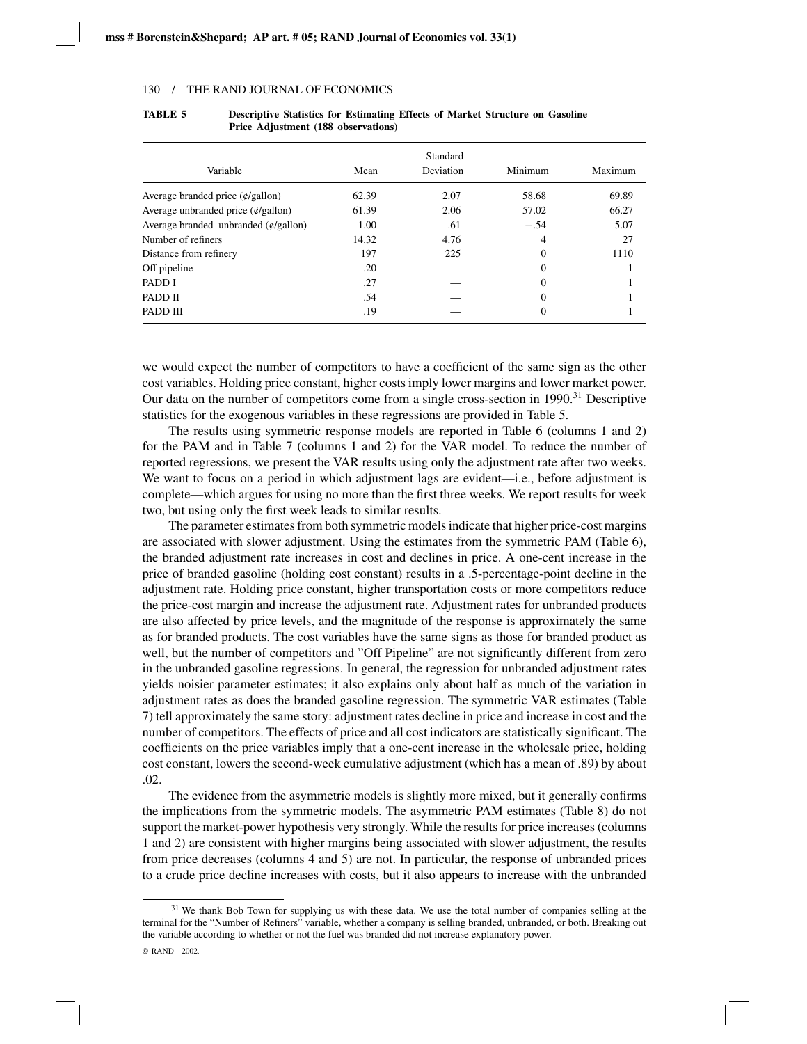**TABLE 5** **Descriptive Statistics for Estimating Effects of Market Structure on Gasoline Price Adjustment (188 observations)**

| Variable | Mean | Standard Deviation | Minimum | Maximum |
|---|---|---|---|---|
| Average branded price (¢/gallon) | 62.39 | 2.07 | 58.68 | 69.89 |
| Average unbranded price (¢/gallon) | 61.39 | 2.06 | 57.02 | 66.27 |
| Average branded–unbranded (¢/gallon) | 1.00 | .61 | −.54 | 5.07 |
| Number of refiners | 14.32 | 4.76 | 4 | 27 |
| Distance from refinery | 197 | 225 | 0 | 1110 |
| Off pipeline | .20 | — | 0 | 1 |
| PADD I | .27 | — | 0 | 1 |
| PADD II | .54 | — | 0 | 1 |
| PADD III | .19 | — | 0 | 1 |

we would expect the number of competitors to have a coefficient of the same sign as the other cost variables. Holding price constant, higher costs imply lower margins and lower market power. Our data on the number of competitors come from a single cross-section in 1990.[31] Descriptive statistics for the exogenous variables in these regressions are provided in Table 5.

The results using symmetric response models are reported in Table 6 (columns 1 and 2) for the PAM and in Table 7 (columns 1 and 2) for the VAR model. To reduce the number of reported regressions, we present the VAR results using only the adjustment rate after two weeks. We want to focus on a period in which adjustment lags are evident—i.e., before adjustment is complete—which argues for using no more than the first three weeks. We report results for week two, but using only the first week leads to similar results.

The parameter estimates from both symmetric models indicate that higher price-cost margins are associated with slower adjustment. Using the estimates from the symmetric PAM (Table 6), the branded adjustment rate increases in cost and declines in price. A one-cent increase in the price of branded gasoline (holding cost constant) results in a .5-percentage-point decline in the adjustment rate. Holding price constant, higher transportation costs or more competitors reduce the price-cost margin and increase the adjustment rate. Adjustment rates for unbranded products are also affected by price levels, and the magnitude of the response is approximately the same as for branded products. The cost variables have the same signs as those for branded product as well, but the number of competitors and "Off Pipeline" are not significantly different from zero in the unbranded gasoline regressions. In general, the regression for unbranded adjustment rates yields noisier parameter estimates; it also explains only about half as much of the variation in adjustment rates as does the branded gasoline regression. The symmetric VAR estimates (Table 7) tell approximately the same story: adjustment rates decline in price and increase in cost and the number of competitors. The effects of price and all cost indicators are statistically significant. The coefficients on the price variables imply that a one-cent increase in the wholesale price, holding cost constant, lowers the second-week cumulative adjustment (which has a mean of .89) by about .02.

The evidence from the asymmetric models is slightly more mixed, but it generally confirms the implications from the symmetric models. The asymmetric PAM estimates (Table 8) do not support the market-power hypothesis very strongly. While the results for price increases (columns 1 and 2) are consistent with higher margins being associated with slower adjustment, the results from price decreases (columns 4 and 5) are not. In particular, the response of unbranded prices to a crude price decline increases with costs, but it also appears to increase with the unbranded

[31] We thank Bob Town for supplying us with these data. We use the total number of companies selling at the terminal for the "Number of Refiners" variable, whether a company is selling branded, unbranded, or both. Breaking out the variable according to whether or not the fuel was branded did not increase explanatory power.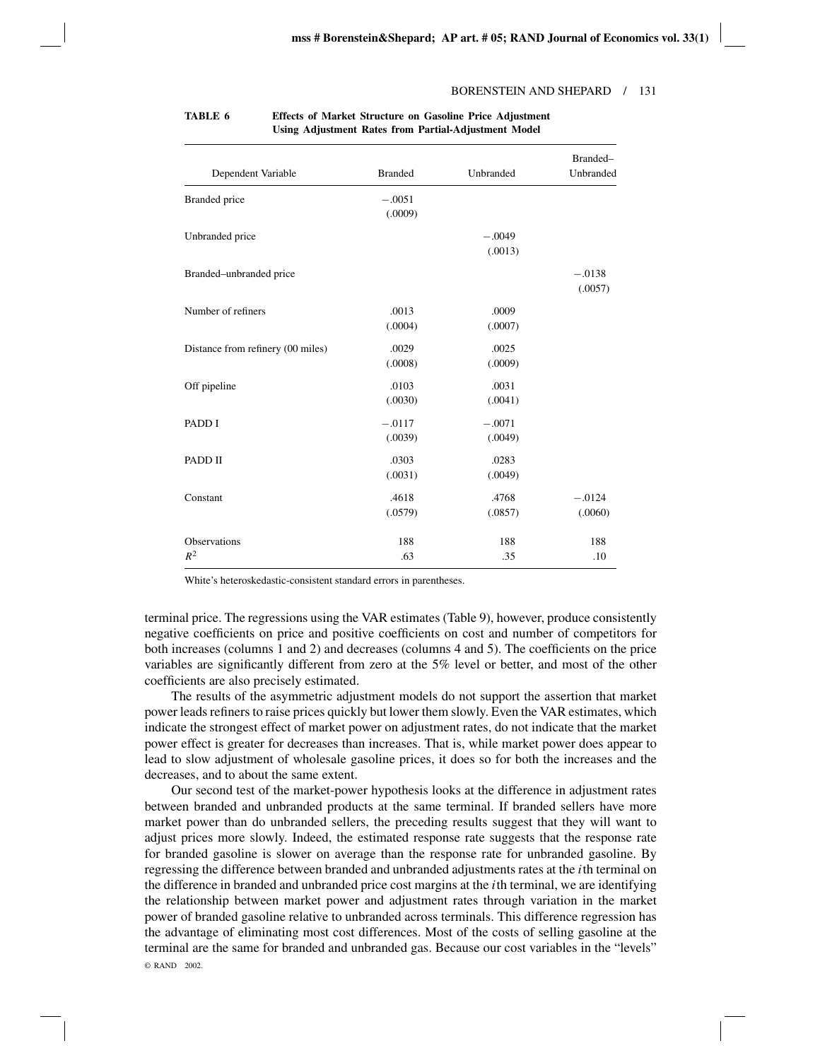**TABLE 6 Effects of Market Structure on Gasoline Price Adjustment Using Adjustment Rates from Partial-Adjustment Model**

| Dependent Variable | Branded | Unbranded | Branded–Unbranded |
|---|---|---|---|
| Branded price | −.0051 | | |
| | (.0009) | | |
| Unbranded price | | −.0049 | |
| | | (.0013) | |
| Branded–unbranded price | | | −.0138 |
| | | | (.0057) |
| Number of refiners | .0013 | .0009 | |
| | (.0004) | (.0007) | |
| Distance from refinery (00 miles) | .0029 | .0025 | |
| | (.0008) | (.0009) | |
| Off pipeline | .0103 | .0031 | |
| | (.0030) | (.0041) | |
| PADD I | −.0117 | −.0071 | |
| | (.0039) | (.0049) | |
| PADD II | .0303 | .0283 | |
| | (.0031) | (.0049) | |
| Constant | .4618 | .4768 | −.0124 |
| | (.0579) | (.0857) | (.0060) |
| Observations | 188 | 188 | 188 |
| $R^2$ | .63 | .35 | .10 |

White's heteroskedastic-consistent standard errors in parentheses.

terminal price. The regressions using the VAR estimates (Table 9), however, produce consistently negative coefficients on price and positive coefficients on cost and number of competitors for both increases (columns 1 and 2) and decreases (columns 4 and 5). The coefficients on the price variables are significantly different from zero at the 5% level or better, and most of the other coefficients are also precisely estimated.

The results of the asymmetric adjustment models do not support the assertion that market power leads refiners to raise prices quickly but lower them slowly. Even the VAR estimates, which indicate the strongest effect of market power on adjustment rates, do not indicate that the market power effect is greater for decreases than increases. That is, while market power does appear to lead to slow adjustment of wholesale gasoline prices, it does so for both the increases and the decreases, and to about the same extent.

Our second test of the market-power hypothesis looks at the difference in adjustment rates between branded and unbranded products at the same terminal. If branded sellers have more market power than do unbranded sellers, the preceding results suggest that they will want to adjust prices more slowly. Indeed, the estimated response rate suggests that the response rate for branded gasoline is slower on average than the response rate for unbranded gasoline. By regressing the difference between branded and unbranded adjustments rates at the $i$th terminal on the difference in branded and unbranded price cost margins at the $i$th terminal, we are identifying the relationship between market power and adjustment rates through variation in the market power of branded gasoline relative to unbranded across terminals. This difference regression has the advantage of eliminating most cost differences. Most of the costs of selling gasoline at the terminal are the same for branded and unbranded gas. Because our cost variables in the "levels"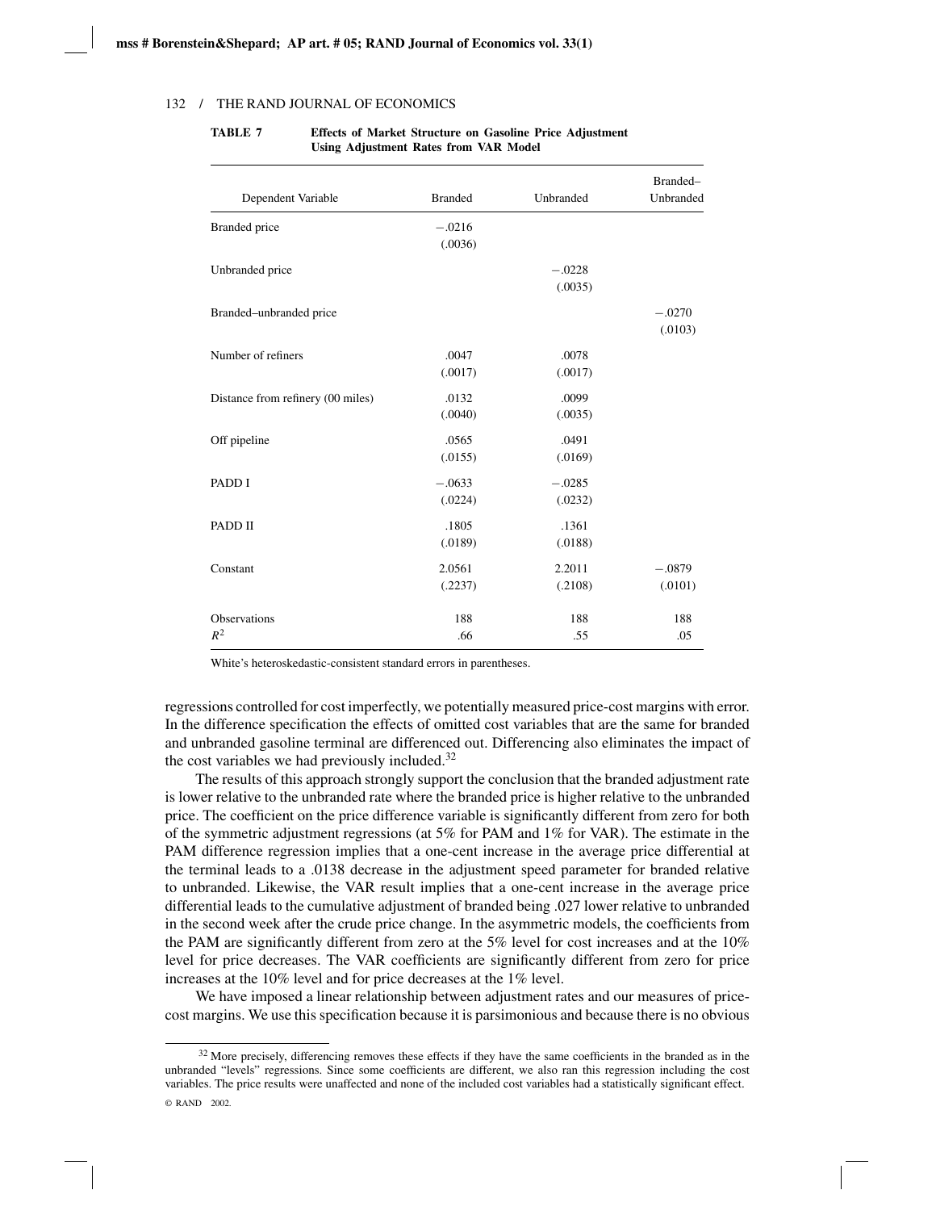**TABLE 7 Effects of Market Structure on Gasoline Price Adjustment Using Adjustment Rates from VAR Model**

| Dependent Variable | Branded | Unbranded | Branded–Unbranded |
|---|---|---|---|
| Branded price | −.0216 | | |
| | (.0036) | | |
| Unbranded price | | −.0228 | |
| | | (.0035) | |
| Branded–unbranded price | | | −.0270 |
| | | | (.0103) |
| Number of refiners | .0047 | .0078 | |
| | (.0017) | (.0017) | |
| Distance from refinery (00 miles) | .0132 | .0099 | |
| | (.0040) | (.0035) | |
| Off pipeline | .0565 | .0491 | |
| | (.0155) | (.0169) | |
| PADD I | −.0633 | −.0285 | |
| | (.0224) | (.0232) | |
| PADD II | .1805 | .1361 | |
| | (.0189) | (.0188) | |
| Constant | 2.0561 | 2.2011 | −.0879 |
| | (.2237) | (.2108) | (.0101) |
| Observations | 188 | 188 | 188 |
| $R^2$ | .66 | .55 | .05 |

White's heteroskedastic-consistent standard errors in parentheses.

regressions controlled for cost imperfectly, we potentially measured price-cost margins with error. In the difference specification the effects of omitted cost variables that are the same for branded and unbranded gasoline terminal are differenced out. Differencing also eliminates the impact of the cost variables we had previously included.[32]

The results of this approach strongly support the conclusion that the branded adjustment rate is lower relative to the unbranded rate where the branded price is higher relative to the unbranded price. The coefficient on the price difference variable is significantly different from zero for both of the symmetric adjustment regressions (at 5% for PAM and 1% for VAR). The estimate in the PAM difference regression implies that a one-cent increase in the average price differential at the terminal leads to a .0138 decrease in the adjustment speed parameter for branded relative to unbranded. Likewise, the VAR result implies that a one-cent increase in the average price differential leads to the cumulative adjustment of branded being .027 lower relative to unbranded in the second week after the crude price change. In the asymmetric models, the coefficients from the PAM are significantly different from zero at the 5% level for cost increases and at the 10% level for price decreases. The VAR coefficients are significantly different from zero for price increases at the 10% level and for price decreases at the 1% level.

We have imposed a linear relationship between adjustment rates and our measures of price-cost margins. We use this specification because it is parsimonious and because there is no obvious

[32] More precisely, differencing removes these effects if they have the same coefficients in the branded as in the unbranded "levels" regressions. Since some coefficients are different, we also ran this regression including the cost variables. The price results were unaffected and none of the included cost variables had a statistically significant effect.

© RAND 2002.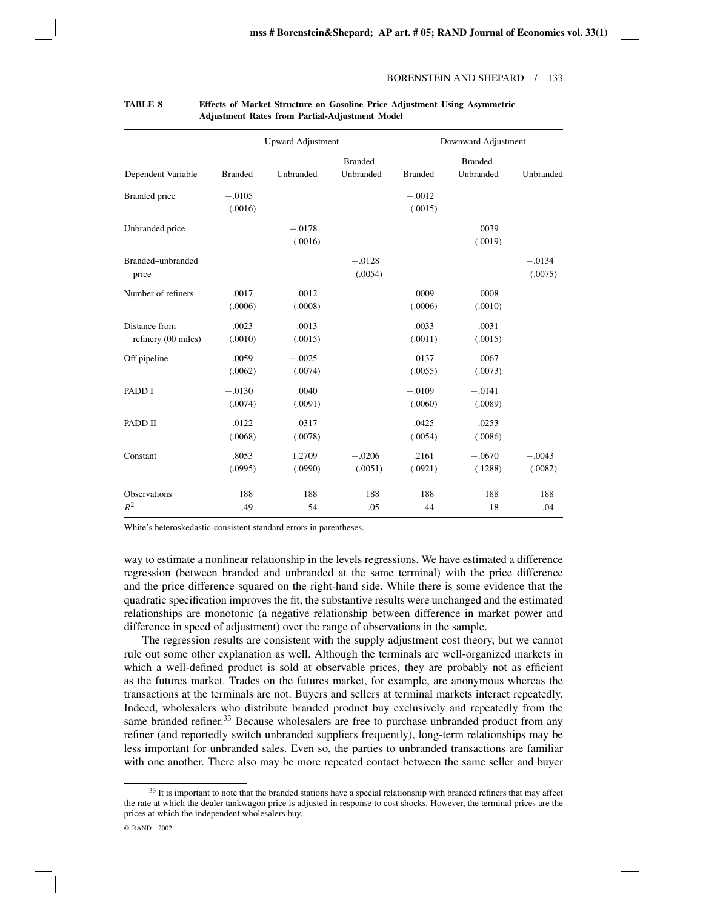**TABLE 8** **Effects of Market Structure on Gasoline Price Adjustment Using Asymmetric Adjustment Rates from Partial-Adjustment Model**

| | Upward Adjustment | | | Downward Adjustment | | |
|---|---|---|---|---|---|---|
| Dependent Variable | Branded | Unbranded | Branded–Unbranded | Branded | Branded–Unbranded | Unbranded |
| Branded price | −.0105 (.0016) | | | −.0012 (.0015) | | |
| Unbranded price | | −.0178 (.0016) | | | .0039 (.0019) | |
| Branded–unbranded price | | | −.0128 (.0054) | | | −.0134 (.0075) |
| Number of refiners | .0017 (.0006) | .0012 (.0008) | | .0009 (.0006) | .0008 (.0010) | |
| Distance from refinery (00 miles) | .0023 (.0010) | .0013 (.0015) | | .0033 (.0011) | .0031 (.0015) | |
| Off pipeline | .0059 (.0062) | −.0025 (.0074) | | .0137 (.0055) | .0067 (.0073) | |
| PADD I | −.0130 (.0074) | .0040 (.0091) | | −.0109 (.0060) | −.0141 (.0089) | |
| PADD II | .0122 (.0068) | .0317 (.0078) | | .0425 (.0054) | .0253 (.0086) | |
| Constant | .8053 (.0995) | 1.2709 (.0990) | −.0206 (.0051) | .2161 (.0921) | −.0670 (.1288) | −.0043 (.0082) |
| Observations | 188 | 188 | 188 | 188 | 188 | 188 |
| $R^2$ | .49 | .54 | .05 | .44 | .18 | .04 |

White's heteroskedastic-consistent standard errors in parentheses.

way to estimate a nonlinear relationship in the levels regressions. We have estimated a difference regression (between branded and unbranded at the same terminal) with the price difference and the price difference squared on the right-hand side. While there is some evidence that the quadratic specification improves the fit, the substantive results were unchanged and the estimated relationships are monotonic (a negative relationship between difference in market power and difference in speed of adjustment) over the range of observations in the sample.

The regression results are consistent with the supply adjustment cost theory, but we cannot rule out some other explanation as well. Although the terminals are well-organized markets in which a well-defined product is sold at observable prices, they are probably not as efficient as the futures market. Trades on the futures market, for example, are anonymous whereas the transactions at the terminals are not. Buyers and sellers at terminal markets interact repeatedly. Indeed, wholesalers who distribute branded product buy exclusively and repeatedly from the same branded refiner.[33] Because wholesalers are free to purchase unbranded product from any refiner (and reportedly switch unbranded suppliers frequently), long-term relationships may be less important for unbranded sales. Even so, the parties to unbranded transactions are familiar with one another. There also may be more repeated contact between the same seller and buyer

[33] It is important to note that the branded stations have a special relationship with branded refiners that may affect the rate at which the dealer tankwagon price is adjusted in response to cost shocks. However, the terminal prices are the prices at which the independent wholesalers buy.

© RAND 2002.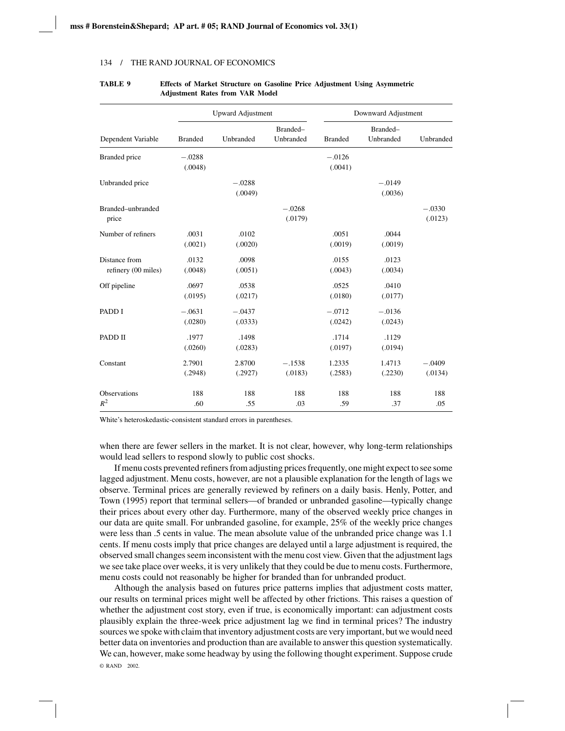**TABLE 9** **Effects of Market Structure on Gasoline Price Adjustment Using Asymmetric Adjustment Rates from VAR Model**

| | Upward Adjustment | | | Downward Adjustment | | |
|---|---|---|---|---|---|---|
| Dependent Variable | Branded | Unbranded | Branded–Unbranded | Branded | Branded–Unbranded | Unbranded |
| Branded price | −.0288 (.0048) | | | −.0126 (.0041) | | |
| Unbranded price | | −.0288 (.0049) | | | −.0149 (.0036) | |
| Branded–unbranded price | | | −.0268 (.0179) | | | −.0330 (.0123) |
| Number of refiners | .0031 (.0021) | .0102 (.0020) | | .0051 (.0019) | .0044 (.0019) | |
| Distance from refinery (00 miles) | .0132 (.0048) | .0098 (.0051) | | .0155 (.0043) | .0123 (.0034) | |
| Off pipeline | .0697 (.0195) | .0538 (.0217) | | .0525 (.0180) | .0410 (.0177) | |
| PADD I | −.0631 (.0280) | −.0437 (.0333) | | −.0712 (.0242) | −.0136 (.0243) | |
| PADD II | .1977 (.0260) | .1498 (.0283) | | .1714 (.0197) | .1129 (.0194) | |
| Constant | 2.7901 (.2948) | 2.8700 (.2927) | −.1538 (.0183) | 1.2335 (.2583) | 1.4713 (.2230) | −.0409 (.0134) |
| Observations | 188 | 188 | 188 | 188 | 188 | 188 |
| $R^2$ | .60 | .55 | .03 | .59 | .37 | .05 |

White's heteroskedastic-consistent standard errors in parentheses.

when there are fewer sellers in the market. It is not clear, however, why long-term relationships would lead sellers to respond slowly to public cost shocks.

If menu costs prevented refiners from adjusting prices frequently, one might expect to see some lagged adjustment. Menu costs, however, are not a plausible explanation for the length of lags we observe. Terminal prices are generally reviewed by refiners on a daily basis. Henly, Potter, and Town (1995) report that terminal sellers—of branded or unbranded gasoline—typically change their prices about every other day. Furthermore, many of the observed weekly price changes in our data are quite small. For unbranded gasoline, for example, 25% of the weekly price changes were less than .5 cents in value. The mean absolute value of the unbranded price change was 1.1 cents. If menu costs imply that price changes are delayed until a large adjustment is required, the observed small changes seem inconsistent with the menu cost view. Given that the adjustment lags we see take place over weeks, it is very unlikely that they could be due to menu costs. Furthermore, menu costs could not reasonably be higher for branded than for unbranded product.

Although the analysis based on futures price patterns implies that adjustment costs matter, our results on terminal prices might well be affected by other frictions. This raises a question of whether the adjustment cost story, even if true, is economically important: can adjustment costs plausibly explain the three-week price adjustment lag we find in terminal prices? The industry sources we spoke with claim that inventory adjustment costs are very important, but we would need better data on inventories and production than are available to answer this question systematically. We can, however, make some headway by using the following thought experiment. Suppose crude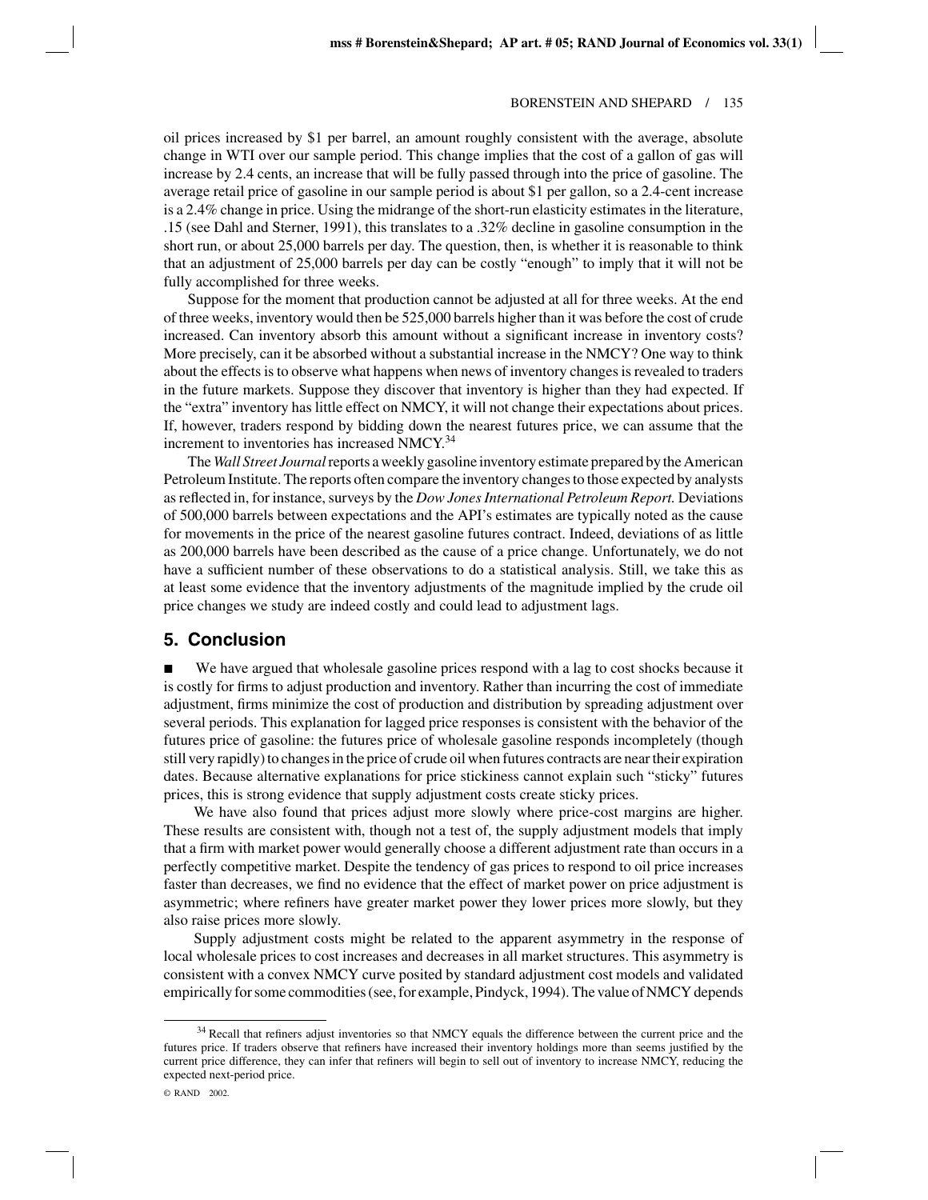oil prices increased by \$1 per barrel, an amount roughly consistent with the average, absolute change in WTI over our sample period. This change implies that the cost of a gallon of gas will increase by 2.4 cents, an increase that will be fully passed through into the price of gasoline. The average retail price of gasoline in our sample period is about \$1 per gallon, so a 2.4-cent increase is a 2.4% change in price. Using the midrange of the short-run elasticity estimates in the literature, .15 (see Dahl and Sterner, 1991), this translates to a .32% decline in gasoline consumption in the short run, or about 25,000 barrels per day. The question, then, is whether it is reasonable to think that an adjustment of 25,000 barrels per day can be costly "enough" to imply that it will not be fully accomplished for three weeks.

Suppose for the moment that production cannot be adjusted at all for three weeks. At the end of three weeks, inventory would then be 525,000 barrels higher than it was before the cost of crude increased. Can inventory absorb this amount without a significant increase in inventory costs? More precisely, can it be absorbed without a substantial increase in the NMCY? One way to think about the effects is to observe what happens when news of inventory changes is revealed to traders in the future markets. Suppose they discover that inventory is higher than they had expected. If the "extra" inventory has little effect on NMCY, it will not change their expectations about prices. If, however, traders respond by bidding down the nearest futures price, we can assume that the increment to inventories has increased NMCY.[34]

The *Wall Street Journal* reports a weekly gasoline inventory estimate prepared by the American Petroleum Institute. The reports often compare the inventory changes to those expected by analysts as reflected in, for instance, surveys by the *Dow Jones International Petroleum Report.* Deviations of 500,000 barrels between expectations and the API's estimates are typically noted as the cause for movements in the price of the nearest gasoline futures contract. Indeed, deviations of as little as 200,000 barrels have been described as the cause of a price change. Unfortunately, we do not have a sufficient number of these observations to do a statistical analysis. Still, we take this as at least some evidence that the inventory adjustments of the magnitude implied by the crude oil price changes we study are indeed costly and could lead to adjustment lags.

## 5. Conclusion

■ We have argued that wholesale gasoline prices respond with a lag to cost shocks because it is costly for firms to adjust production and inventory. Rather than incurring the cost of immediate adjustment, firms minimize the cost of production and distribution by spreading adjustment over several periods. This explanation for lagged price responses is consistent with the behavior of the futures price of gasoline: the futures price of wholesale gasoline responds incompletely (though still very rapidly) to changes in the price of crude oil when futures contracts are near their expiration dates. Because alternative explanations for price stickiness cannot explain such "sticky" futures prices, this is strong evidence that supply adjustment costs create sticky prices.

We have also found that prices adjust more slowly where price-cost margins are higher. These results are consistent with, though not a test of, the supply adjustment models that imply that a firm with market power would generally choose a different adjustment rate than occurs in a perfectly competitive market. Despite the tendency of gas prices to respond to oil price increases faster than decreases, we find no evidence that the effect of market power on price adjustment is asymmetric; where refiners have greater market power they lower prices more slowly, but they also raise prices more slowly.

Supply adjustment costs might be related to the apparent asymmetry in the response of local wholesale prices to cost increases and decreases in all market structures. This asymmetry is consistent with a convex NMCY curve posited by standard adjustment cost models and validated empirically for some commodities (see, for example, Pindyck, 1994). The value of NMCY depends

[34] Recall that refiners adjust inventories so that NMCY equals the difference between the current price and the futures price. If traders observe that refiners have increased their inventory holdings more than seems justified by the current price difference, they can infer that refiners will begin to sell out of inventory to increase NMCY, reducing the expected next-period price.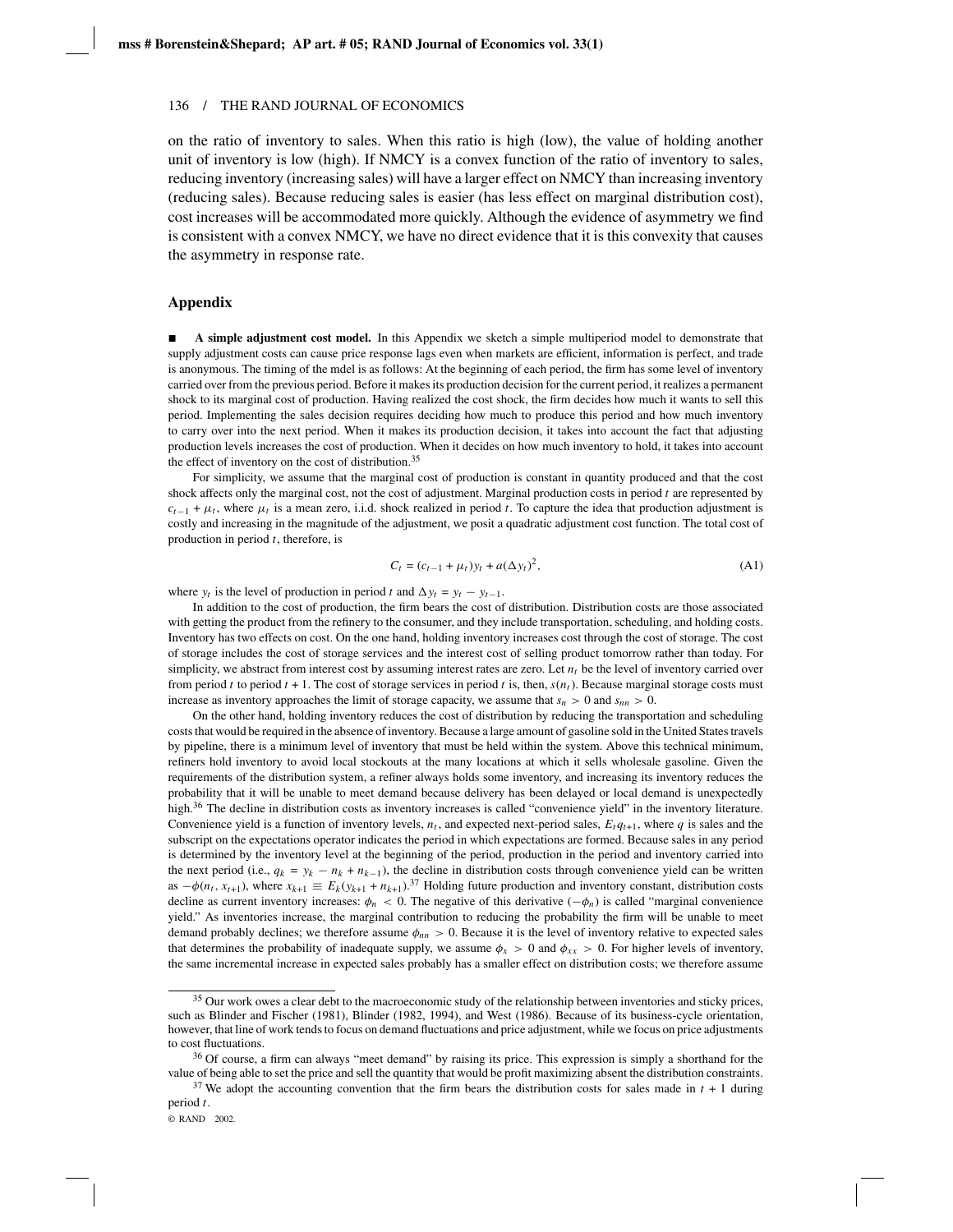on the ratio of inventory to sales. When this ratio is high (low), the value of holding another unit of inventory is low (high). If NMCY is a convex function of the ratio of inventory to sales, reducing inventory (increasing sales) will have a larger effect on NMCY than increasing inventory (reducing sales). Because reducing sales is easier (has less effect on marginal distribution cost), cost increases will be accommodated more quickly. Although the evidence of asymmetry we find is consistent with a convex NMCY, we have no direct evidence that it is this convexity that causes the asymmetry in response rate.

## Appendix

■ **A simple adjustment cost model.** In this Appendix we sketch a simple multiperiod model to demonstrate that supply adjustment costs can cause price response lags even when markets are efficient, information is perfect, and trade is anonymous. The timing of the mdel is as follows: At the beginning of each period, the firm has some level of inventory carried over from the previous period. Before it makes its production decision for the current period, it realizes a permanent shock to its marginal cost of production. Having realized the cost shock, the firm decides how much it wants to sell this period. Implementing the sales decision requires deciding how much to produce this period and how much inventory to carry over into the next period. When it makes its production decision, it takes into account the fact that adjusting production levels increases the cost of production. When it decides on how much inventory to hold, it takes into account the effect of inventory on the cost of distribution.[35]

For simplicity, we assume that the marginal cost of production is constant in quantity produced and that the cost shock affects only the marginal cost, not the cost of adjustment. Marginal production costs in period $t$ are represented by $c_{t-1} + \mu_t$, where $\mu_t$ is a mean zero, i.i.d. shock realized in period $t$. To capture the idea that production adjustment is costly and increasing in the magnitude of the adjustment, we posit a quadratic adjustment cost function. The total cost of production in period $t$, therefore, is

$$C_t = (c_{t-1} + \mu_t)y_t + a(\Delta y_t)^2, \tag{A1}$$

where $y_t$ is the level of production in period $t$ and $\Delta y_t = y_t - y_{t-1}$.

In addition to the cost of production, the firm bears the cost of distribution. Distribution costs are those associated with getting the product from the refinery to the consumer, and they include transportation, scheduling, and holding costs. Inventory has two effects on cost. On the one hand, holding inventory increases cost through the cost of storage. The cost of storage includes the cost of storage services and the interest cost of selling product tomorrow rather than today. For simplicity, we abstract from interest cost by assuming interest rates are zero. Let $n_t$ be the level of inventory carried over from period $t$ to period $t+1$. The cost of storage services in period $t$ is, then, $s(n_t)$. Because marginal storage costs must increase as inventory approaches the limit of storage capacity, we assume that $s_n > 0$ and $s_{nn} > 0$.

On the other hand, holding inventory reduces the cost of distribution by reducing the transportation and scheduling costs that would be required in the absence of inventory. Because a large amount of gasoline sold in the United States travels by pipeline, there is a minimum level of inventory that must be held within the system. Above this technical minimum, refiners hold inventory to avoid local stockouts at the many locations at which it sells wholesale gasoline. Given the requirements of the distribution system, a refiner always holds some inventory, and increasing its inventory reduces the probability that it will be unable to meet demand because delivery has been delayed or local demand is unexpectedly high.[36] The decline in distribution costs as inventory increases is called "convenience yield" in the inventory literature. Convenience yield is a function of inventory levels, $n_t$, and expected next-period sales, $E_t q_{t+1}$, where $q$ is sales and the subscript on the expectations operator indicates the period in which expectations are formed. Because sales in any period is determined by the inventory level at the beginning of the period, production in the period and inventory carried into the next period (i.e., $q_k = y_k - n_k + n_{k-1}$), the decline in distribution costs through convenience yield can be written as $-\phi(n_t, x_{t+1})$, where $x_{k+1} \equiv E_k(y_{k+1} + n_{k+1})$.[37] Holding future production and inventory constant, distribution costs decline as current inventory increases: $\phi_n < 0$. The negative of this derivative $(-\phi_n)$ is called "marginal convenience yield." As inventories increase, the marginal contribution to reducing the probability the firm will be unable to meet demand probably declines; we therefore assume $\phi_{nn} > 0$. Because it is the level of inventory relative to expected sales that determines the probability of inadequate supply, we assume $\phi_x > 0$ and $\phi_{xx} > 0$. For higher levels of inventory, the same incremental increase in expected sales probably has a smaller effect on distribution costs; we therefore assume

---

[35] Our work owes a clear debt to the macroeconomic study of the relationship between inventories and sticky prices, such as Blinder and Fischer (1981), Blinder (1982, 1994), and West (1986). Because of its business-cycle orientation, however, that line of work tends to focus on demand fluctuations and price adjustment, while we focus on price adjustments to cost fluctuations.

[36] Of course, a firm can always "meet demand" by raising its price. This expression is simply a shorthand for the value of being able to set the price and sell the quantity that would be profit maximizing absent the distribution constraints.

[37] We adopt the accounting convention that the firm bears the distribution costs for sales made in $t+1$ during period $t$.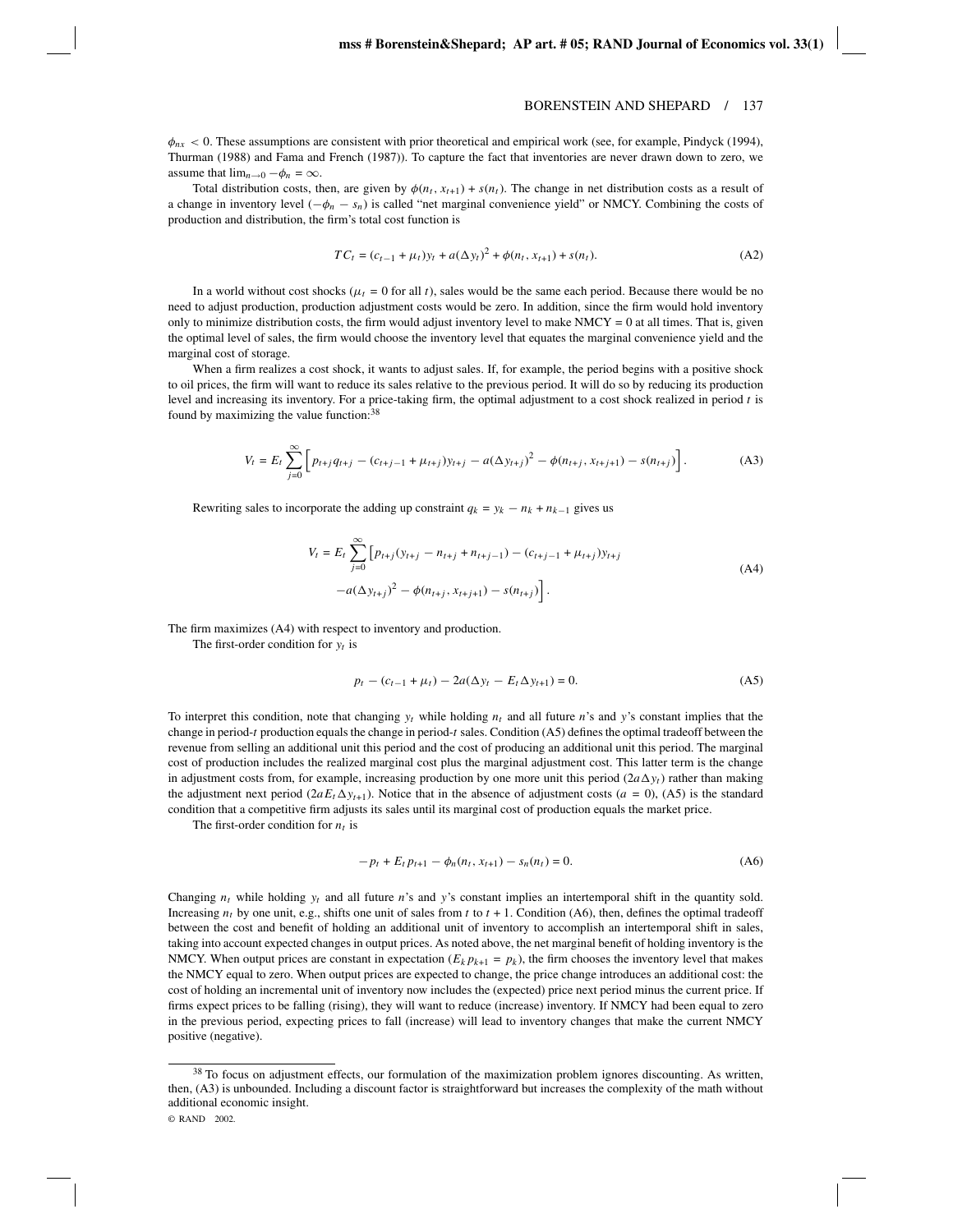$\phi_{nx} < 0$. These assumptions are consistent with prior theoretical and empirical work (see, for example, Pindyck (1994), Thurman (1988) and Fama and French (1987)). To capture the fact that inventories are never drawn down to zero, we assume that $\lim_{n\to 0} -\phi_n = \infty$.

Total distribution costs, then, are given by $\phi(n_t, x_{t+1}) + s(n_t)$. The change in net distribution costs as a result of a change in inventory level $(-\phi_n - s_n)$ is called "net marginal convenience yield" or NMCY. Combining the costs of production and distribution, the firm's total cost function is

$$TC_t = (c_{t-1} + \mu_t)y_t + a(\Delta y_t)^2 + \phi(n_t, x_{t+1}) + s(n_t). \tag{A2}$$

In a world without cost shocks ($\mu_t = 0$ for all $t$), sales would be the same each period. Because there would be no need to adjust production, production adjustment costs would be zero. In addition, since the firm would hold inventory only to minimize distribution costs, the firm would adjust inventory level to make NMCY = 0 at all times. That is, given the optimal level of sales, the firm would choose the inventory level that equates the marginal convenience yield and the marginal cost of storage.

When a firm realizes a cost shock, it wants to adjust sales. If, for example, the period begins with a positive shock to oil prices, the firm will want to reduce its sales relative to the previous period. It will do so by reducing its production level and increasing its inventory. For a price-taking firm, the optimal adjustment to a cost shock realized in period $t$ is found by maximizing the value function:[38]

$$V_t = E_t \sum_{j=0}^{\infty} \Big[ p_{t+j}q_{t+j} - (c_{t+j-1} + \mu_{t+j})y_{t+j} - a(\Delta y_{t+j})^2 - \phi(n_{t+j}, x_{t+j+1}) - s(n_{t+j}) \Big]. \tag{A3}$$

Rewriting sales to incorporate the adding up constraint $q_k = y_k - n_k + n_{k-1}$ gives us

$$\begin{aligned} V_t = E_t \sum_{j=0}^{\infty} \Big[ & p_{t+j}(y_{t+j} - n_{t+j} + n_{t+j-1}) - (c_{t+j-1} + \mu_{t+j})y_{t+j} \\ & - a(\Delta y_{t+j})^2 - \phi(n_{t+j}, x_{t+j+1}) - s(n_{t+j}) \Big]. \end{aligned} \tag{A4}$$

The firm maximizes (A4) with respect to inventory and production.

The first-order condition for $y_t$ is

$$p_t - (c_{t-1} + \mu_t) - 2a(\Delta y_t - E_t \Delta y_{t+1}) = 0. \tag{A5}$$

To interpret this condition, note that changing $y_t$ while holding $n_t$ and all future $n$'s and $y$'s constant implies that the change in period-$t$ production equals the change in period-$t$ sales. Condition (A5) defines the optimal tradeoff between the revenue from selling an additional unit this period and the cost of producing an additional unit this period. The marginal cost of production includes the realized marginal cost plus the marginal adjustment cost. This latter term is the change in adjustment costs from, for example, increasing production by one more unit this period ($2a\Delta y_t$) rather than making the adjustment next period ($2aE_t\Delta y_{t+1}$). Notice that in the absence of adjustment costs ($a = 0$), (A5) is the standard condition that a competitive firm adjusts its sales until its marginal cost of production equals the market price.

The first-order condition for $n_t$ is

$$-p_t + E_t p_{t+1} - \phi_n(n_t, x_{t+1}) - s_n(n_t) = 0. \tag{A6}$$

Changing $n_t$ while holding $y_t$ and all future $n$'s and $y$'s constant implies an intertemporal shift in the quantity sold. Increasing $n_t$ by one unit, e.g., shifts one unit of sales from $t$ to $t + 1$. Condition (A6), then, defines the optimal tradeoff between the cost and benefit of holding an additional unit of inventory to accomplish an intertemporal shift in sales, taking into account expected changes in output prices. As noted above, the net marginal benefit of holding inventory is the NMCY. When output prices are constant in expectation ($E_k p_{k+1} = p_k$), the firm chooses the inventory level that makes the NMCY equal to zero. When output prices are expected to change, the price change introduces an additional cost: the cost of holding an incremental unit of inventory now includes the (expected) price next period minus the current price. If firms expect prices to be falling (rising), they will want to reduce (increase) inventory. If NMCY had been equal to zero in the previous period, expecting prices to fall (increase) will lead to inventory changes that make the current NMCY positive (negative).

[38] To focus on adjustment effects, our formulation of the maximization problem ignores discounting. As written, then, (A3) is unbounded. Including a discount factor is straightforward but increases the complexity of the math without additional economic insight.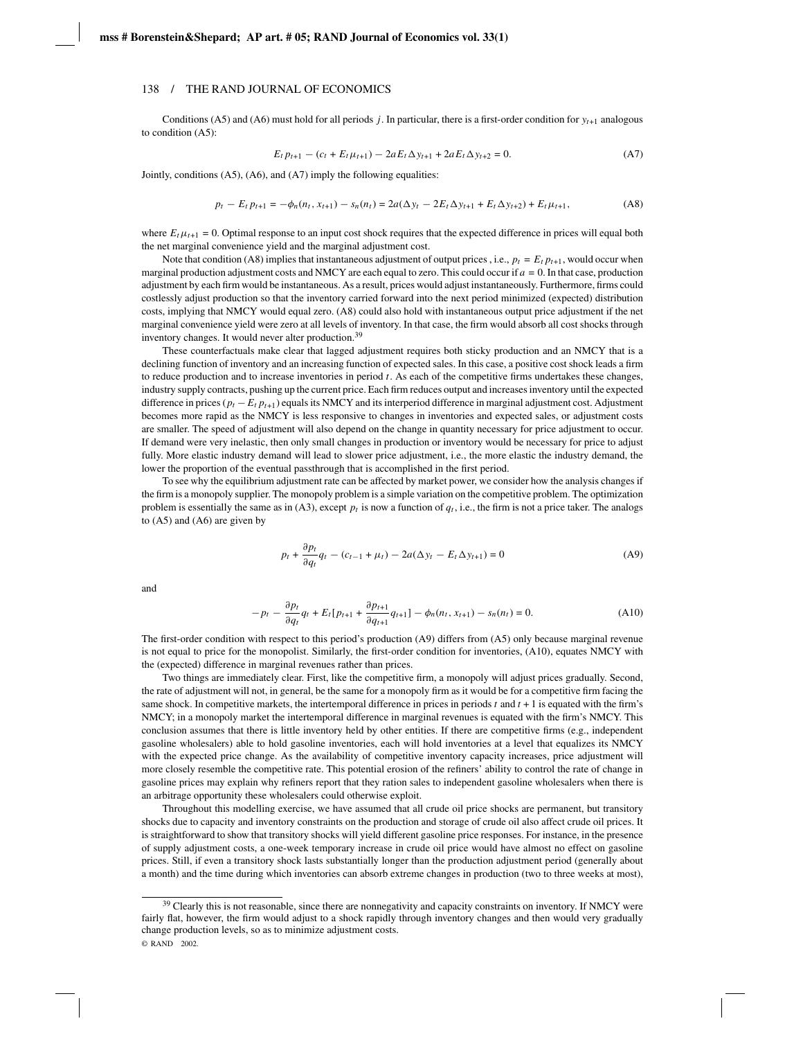Conditions (A5) and (A6) must hold for all periods $j$. In particular, there is a first-order condition for $y_{t+1}$ analogous to condition (A5):

$$E_t p_{t+1} - (c_t + E_t \mu_{t+1}) - 2aE_t \Delta y_{t+1} + 2aE_t \Delta y_{t+2} = 0. \tag{A7}$$

Jointly, conditions (A5), (A6), and (A7) imply the following equalities:

$$p_t - E_t p_{t+1} = -\phi_n(n_t, x_{t+1}) - s_n(n_t) = 2a(\Delta y_t - 2E_t \Delta y_{t+1} + E_t \Delta y_{t+2}) + E_t \mu_{t+1}, \tag{A8}$$

where $E_t \mu_{t+1} = 0$. Optimal response to an input cost shock requires that the expected difference in prices will equal both the net marginal convenience yield and the marginal adjustment cost.

Note that condition (A8) implies that instantaneous adjustment of output prices , i.e., $p_t = E_t p_{t+1}$, would occur when marginal production adjustment costs and NMCY are each equal to zero. This could occur if $a = 0$. In that case, production adjustment by each firm would be instantaneous. As a result, prices would adjust instantaneously. Furthermore, firms could costlessly adjust production so that the inventory carried forward into the next period minimized (expected) distribution costs, implying that NMCY would equal zero. (A8) could also hold with instantaneous output price adjustment if the net marginal convenience yield were zero at all levels of inventory. In that case, the firm would absorb all cost shocks through inventory changes. It would never alter production.[39]

These counterfactuals make clear that lagged adjustment requires both sticky production and an NMCY that is a declining function of inventory and an increasing function of expected sales. In this case, a positive cost shock leads a firm to reduce production and to increase inventories in period $t$. As each of the competitive firms undertakes these changes, industry supply contracts, pushing up the current price. Each firm reduces output and increases inventory until the expected difference in prices ($p_t - E_t p_{t+1}$) equals its NMCY and its interperiod difference in marginal adjustment cost. Adjustment becomes more rapid as the NMCY is less responsive to changes in inventories and expected sales, or adjustment costs are smaller. The speed of adjustment will also depend on the change in quantity necessary for price adjustment to occur. If demand were very inelastic, then only small changes in production or inventory would be necessary for price to adjust fully. More elastic industry demand will lead to slower price adjustment, i.e., the more elastic the industry demand, the lower the proportion of the eventual passthrough that is accomplished in the first period.

To see why the equilibrium adjustment rate can be affected by market power, we consider how the analysis changes if the firm is a monopoly supplier. The monopoly problem is a simple variation on the competitive problem. The optimization problem is essentially the same as in (A3), except $p_t$ is now a function of $q_t$, i.e., the firm is not a price taker. The analogs to (A5) and (A6) are given by

$$p_t + \frac{\partial p_t}{\partial q_t} q_t - (c_{t-1} + \mu_t) - 2a(\Delta y_t - E_t \Delta y_{t+1}) = 0 \tag{A9}$$

and

$$-p_t - \frac{\partial p_t}{\partial q_t} q_t + E_t\left[p_{t+1} + \frac{\partial p_{t+1}}{\partial q_{t+1}} q_{t+1}\right] - \phi_n(n_t, x_{t+1}) - s_n(n_t) = 0. \tag{A10}$$

The first-order condition with respect to this period's production (A9) differs from (A5) only because marginal revenue is not equal to price for the monopolist. Similarly, the first-order condition for inventories, (A10), equates NMCY with the (expected) difference in marginal revenues rather than prices.

Two things are immediately clear. First, like the competitive firm, a monopoly will adjust prices gradually. Second, the rate of adjustment will not, in general, be the same for a monopoly firm as it would be for a competitive firm facing the same shock. In competitive markets, the intertemporal difference in prices in periods $t$ and $t + 1$ is equated with the firm's NMCY; in a monopoly market the intertemporal difference in marginal revenues is equated with the firm's NMCY. This conclusion assumes that there is little inventory held by other entities. If there are competitive firms (e.g., independent gasoline wholesalers) able to hold gasoline inventories, each will hold inventories at a level that equalizes its NMCY with the expected price change. As the availability of competitive inventory capacity increases, price adjustment will more closely resemble the competitive rate. This potential erosion of the refiners' ability to control the rate of change in gasoline prices may explain why refiners report that they ration sales to independent gasoline wholesalers when there is an arbitrage opportunity these wholesalers could otherwise exploit.

Throughout this modelling exercise, we have assumed that all crude oil price shocks are permanent, but transitory shocks due to capacity and inventory constraints on the production and storage of crude oil also affect crude oil prices. It is straightforward to show that transitory shocks will yield different gasoline price responses. For instance, in the presence of supply adjustment costs, a one-week temporary increase in crude oil price would have almost no effect on gasoline prices. Still, if even a transitory shock lasts substantially longer than the production adjustment period (generally about a month) and the time during which inventories can absorb extreme changes in production (two to three weeks at most),

[39] Clearly this is not reasonable, since there are nonnegativity and capacity constraints on inventory. If NMCY were fairly flat, however, the firm would adjust to a shock rapidly through inventory changes and then would very gradually change production levels, so as to minimize adjustment costs.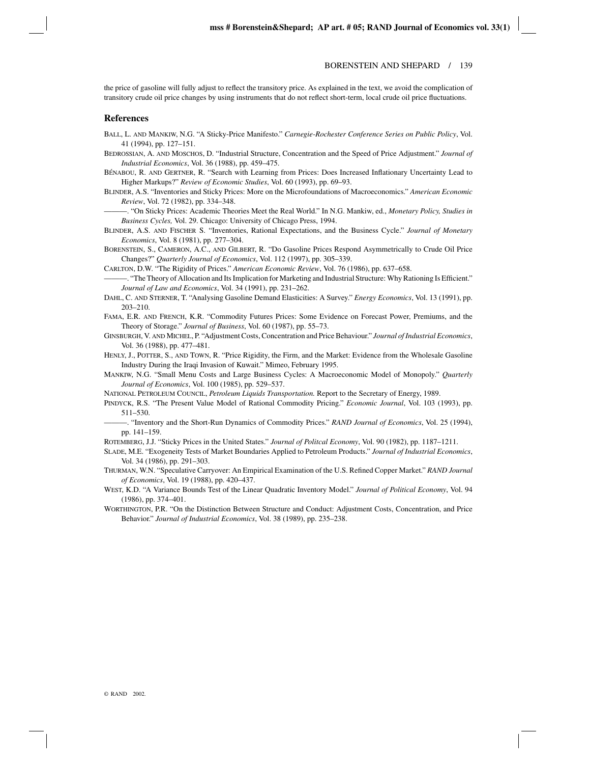the price of gasoline will fully adjust to reflect the transitory price. As explained in the text, we avoid the complication of transitory crude oil price changes by using instruments that do not reflect short-term, local crude oil price fluctuations.

## References

Ball, L. and Mankiw, N.G. "A Sticky-Price Manifesto." *Carnegie-Rochester Conference Series on Public Policy*, Vol. 41 (1994), pp. 127–151.

Bedrossian, A. and Moschos, D. "Industrial Structure, Concentration and the Speed of Price Adjustment." *Journal of Industrial Economics*, Vol. 36 (1988), pp. 459–475.

Bénabou, R. and Gertner, R. "Search with Learning from Prices: Does Increased Inflationary Uncertainty Lead to Higher Markups?" *Review of Economic Studies*, Vol. 60 (1993), pp. 69–93.

Blinder, A.S. "Inventories and Sticky Prices: More on the Microfoundations of Macroeconomics." *American Economic Review*, Vol. 72 (1982), pp. 334–348.

———. "On Sticky Prices: Academic Theories Meet the Real World." In N.G. Mankiw, ed., *Monetary Policy, Studies in Business Cycles,* Vol. 29. Chicago: University of Chicago Press, 1994.

Blinder, A.S. and Fischer S. "Inventories, Rational Expectations, and the Business Cycle." *Journal of Monetary Economics*, Vol. 8 (1981), pp. 277–304.

Borenstein, S., Cameron, A.C., and Gilbert, R. "Do Gasoline Prices Respond Asymmetrically to Crude Oil Price Changes?" *Quarterly Journal of Economics*, Vol. 112 (1997), pp. 305–339.

Carlton, D.W. "The Rigidity of Prices." *American Economic Review*, Vol. 76 (1986), pp. 637–658.

———. "The Theory of Allocation and Its Implication for Marketing and Industrial Structure: Why Rationing Is Efficient." *Journal of Law and Economics*, Vol. 34 (1991), pp. 231–262.

Dahl, C. and Sterner, T. "Analysing Gasoline Demand Elasticities: A Survey." *Energy Economics*, Vol. 13 (1991), pp. 203–210.

Fama, E.R. and French, K.R. "Commodity Futures Prices: Some Evidence on Forecast Power, Premiums, and the Theory of Storage." *Journal of Business*, Vol. 60 (1987), pp. 55–73.

Ginsburgh, V. and Michel, P. "Adjustment Costs, Concentration and Price Behaviour." *Journal of Industrial Economics*, Vol. 36 (1988), pp. 477–481.

Henly, J., Potter, S., and Town, R. "Price Rigidity, the Firm, and the Market: Evidence from the Wholesale Gasoline Industry During the Iraqi Invasion of Kuwait." Mimeo, February 1995.

Mankiw, N.G. "Small Menu Costs and Large Business Cycles: A Macroeconomic Model of Monopoly." *Quarterly Journal of Economics*, Vol. 100 (1985), pp. 529–537.

National Petroleum Council, *Petroleum Liquids Transportation.* Report to the Secretary of Energy, 1989.

Pindyck, R.S. "The Present Value Model of Rational Commodity Pricing." *Economic Journal*, Vol. 103 (1993), pp. 511–530.

———. "Inventory and the Short-Run Dynamics of Commodity Prices." *RAND Journal of Economics*, Vol. 25 (1994), pp. 141–159.

Rotemberg, J.J. "Sticky Prices in the United States." *Journal of Politcal Economy*, Vol. 90 (1982), pp. 1187–1211.

Slade, M.E. "Exogeneity Tests of Market Boundaries Applied to Petroleum Products." *Journal of Industrial Economics*, Vol. 34 (1986), pp. 291–303.

Thurman, W.N. "Speculative Carryover: An Empirical Examination of the U.S. Refined Copper Market." *RAND Journal of Economics*, Vol. 19 (1988), pp. 420–437.

West, K.D. "A Variance Bounds Test of the Linear Quadratic Inventory Model." *Journal of Political Economy*, Vol. 94 (1986), pp. 374–401.

Worthington, P.R. "On the Distinction Between Structure and Conduct: Adjustment Costs, Concentration, and Price Behavior." *Journal of Industrial Economics*, Vol. 38 (1989), pp. 235–238.